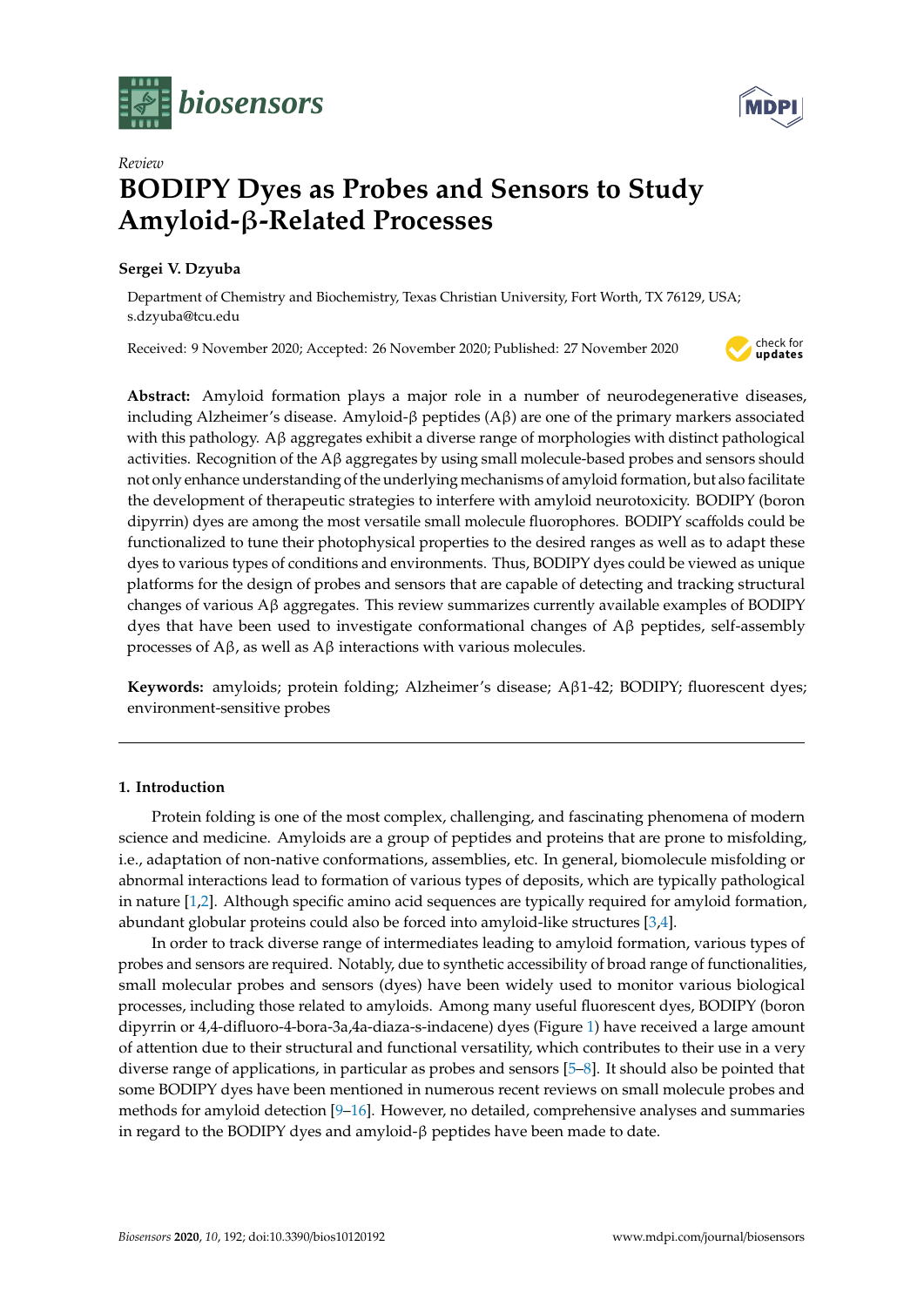*Review*

# BODIPY Dyes as Probes and Sensors to Study Amyloid-β-Related Processes

**Sergei V. Dzyuba**

Department of Chemistry and Biochemistry, Texas Christian University, Fort Worth, TX 76129, USA; s.dzyuba@tcu.edu

Received: 9 November 2020; Accepted: 26 November 2020; Published: 27 November 2020

**Abstract:** Amyloid formation plays a major role in a number of neurodegenerative diseases, including Alzheimer's disease. Amyloid-β peptides (Aβ) are one of the primary markers associated with this pathology. Aβ aggregates exhibit a diverse range of morphologies with distinct pathological activities. Recognition of the Aβ aggregates by using small molecule-based probes and sensors should not only enhance understanding of the underlying mechanisms of amyloid formation, but also facilitate the development of therapeutic strategies to interfere with amyloid neurotoxicity. BODIPY (boron dipyrrin) dyes are among the most versatile small molecule fluorophores. BODIPY scaffolds could be functionalized to tune their photophysical properties to the desired ranges as well as to adapt these dyes to various types of conditions and environments. Thus, BODIPY dyes could be viewed as unique platforms for the design of probes and sensors that are capable of detecting and tracking structural changes of various Aβ aggregates. This review summarizes currently available examples of BODIPY dyes that have been used to investigate conformational changes of Aβ peptides, self-assembly processes of Aβ, as well as Aβ interactions with various molecules.

**Keywords:** amyloids; protein folding; Alzheimer's disease; Aβ1-42; BODIPY; fluorescent dyes; environment-sensitive probes

## 1. Introduction

Protein folding is one of the most complex, challenging, and fascinating phenomena of modern science and medicine. Amyloids are a group of peptides and proteins that are prone to misfolding, i.e., adaptation of non-native conformations, assemblies, etc. In general, biomolecule misfolding or abnormal interactions lead to formation of various types of deposits, which are typically pathological in nature [1,2]. Although specific amino acid sequences are typically required for amyloid formation, abundant globular proteins could also be forced into amyloid-like structures [3,4].

In order to track diverse range of intermediates leading to amyloid formation, various types of probes and sensors are required. Notably, due to synthetic accessibility of broad range of functionalities, small molecular probes and sensors (dyes) have been widely used to monitor various biological processes, including those related to amyloids. Among many useful fluorescent dyes, BODIPY (boron dipyrrin or 4,4-difluoro-4-bora-3a,4a-diaza-s-indacene) dyes (Figure 1) have received a large amount of attention due to their structural and functional versatility, which contributes to their use in a very diverse range of applications, in particular as probes and sensors [5–8]. It should also be pointed that some BODIPY dyes have been mentioned in numerous recent reviews on small molecule probes and methods for amyloid detection [9–16]. However, no detailed, comprehensive analyses and summaries in regard to the BODIPY dyes and amyloid-β peptides have been made to date.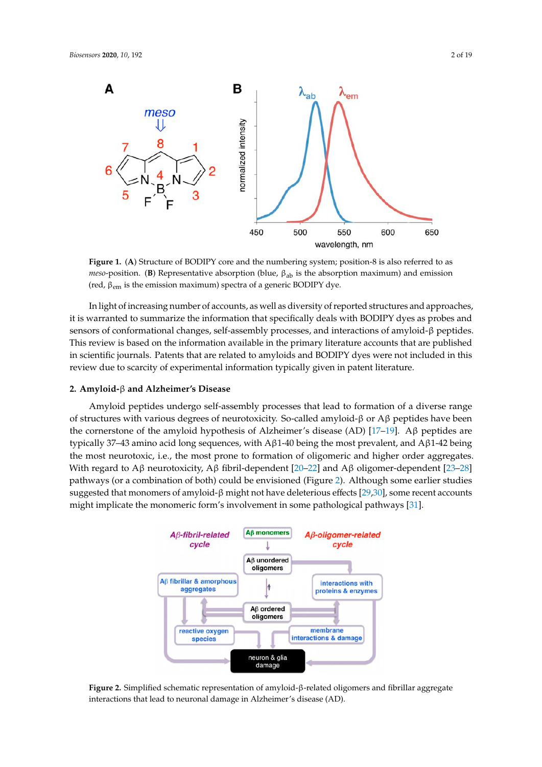**Figure 1.** (**A**) Structure of BODIPY core and the numbering system; position-8 is also referred to as *meso*-position. (**B**) Representative absorption (blue, $\beta_{ab}$ is the absorption maximum) and emission (red, $\beta_{em}$ is the emission maximum) spectra of a generic BODIPY dye.

In light of increasing number of accounts, as well as diversity of reported structures and approaches, it is warranted to summarize the information that specifically deals with BODIPY dyes as probes and sensors of conformational changes, self-assembly processes, and interactions of amyloid-β peptides. This review is based on the information available in the primary literature accounts that are published in scientific journals. Patents that are related to amyloids and BODIPY dyes were not included in this review due to scarcity of experimental information typically given in patent literature.

## 2. Amyloid-β and Alzheimer's Disease

Amyloid peptides undergo self-assembly processes that lead to formation of a diverse range of structures with various degrees of neurotoxicity. So-called amyloid-β or Aβ peptides have been the cornerstone of the amyloid hypothesis of Alzheimer's disease (AD) [17–19]. Aβ peptides are typically 37–43 amino acid long sequences, with Aβ1-40 being the most prevalent, and Aβ1-42 being the most neurotoxic, i.e., the most prone to formation of oligomeric and higher order aggregates. With regard to Aβ neurotoxicity, Aβ fibril-dependent [20–22] and Aβ oligomer-dependent [23–28] pathways (or a combination of both) could be envisioned (Figure 2). Although some earlier studies suggested that monomers of amyloid-β might not have deleterious effects [29,30], some recent accounts might implicate the monomeric form's involvement in some pathological pathways [31].

**Figure 2.** Simplified schematic representation of amyloid-β-related oligomers and fibrillar aggregate interactions that lead to neuronal damage in Alzheimer's disease (AD).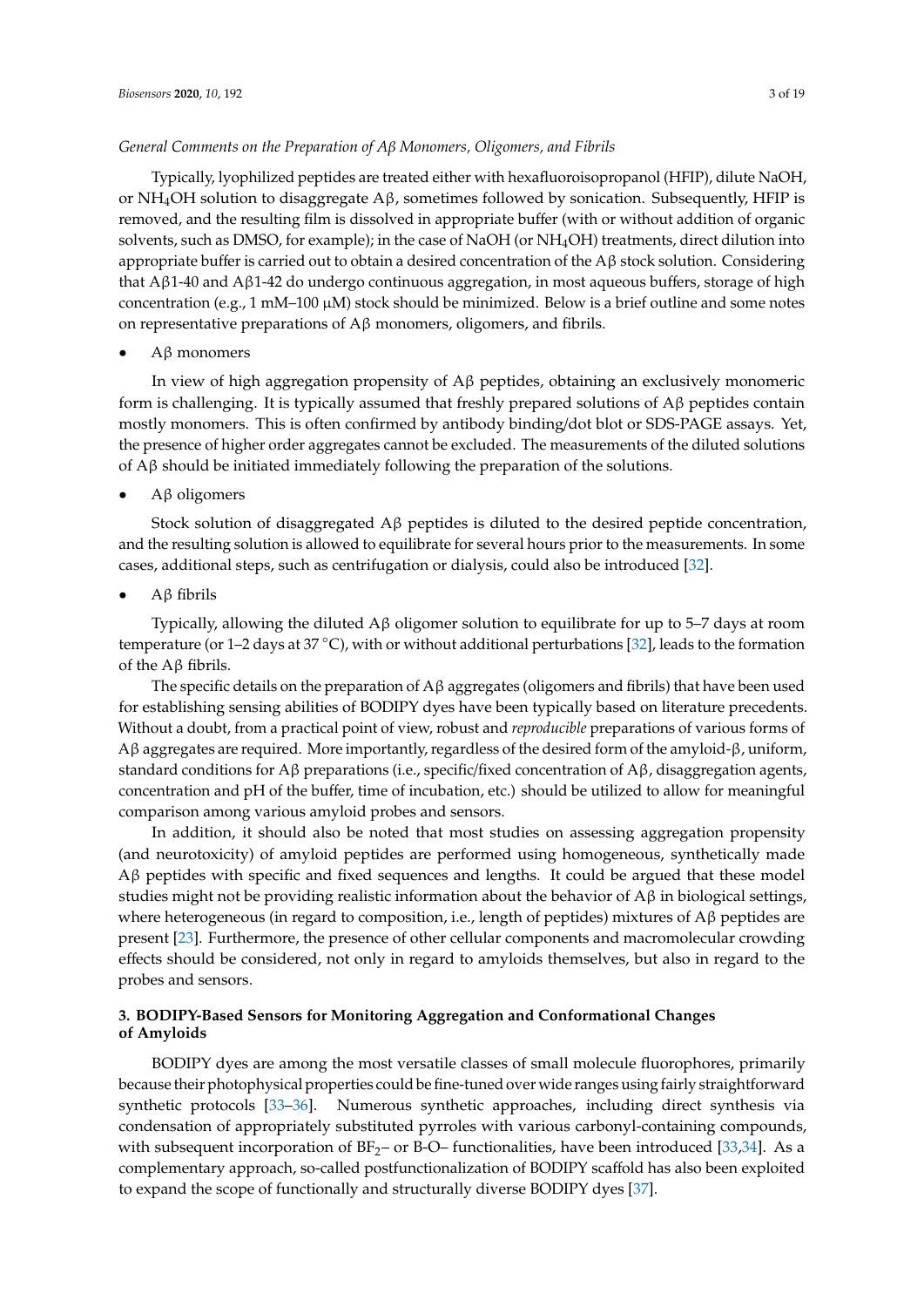*General Comments on the Preparation of Aβ Monomers, Oligomers, and Fibrils*

Typically, lyophilized peptides are treated either with hexafluoroisopropanol (HFIP), dilute NaOH, or $NH_4OH$ solution to disaggregate Aβ, sometimes followed by sonication. Subsequently, HFIP is removed, and the resulting film is dissolved in appropriate buffer (with or without addition of organic solvents, such as DMSO, for example); in the case of NaOH (or $NH_4OH$) treatments, direct dilution into appropriate buffer is carried out to obtain a desired concentration of the Aβ stock solution. Considering that Aβ1-40 and Aβ1-42 do undergo continuous aggregation, in most aqueous buffers, storage of high concentration (e.g., 1 mM–100 μM) stock should be minimized. Below is a brief outline and some notes on representative preparations of Aβ monomers, oligomers, and fibrils.

- Aβ monomers

In view of high aggregation propensity of Aβ peptides, obtaining an exclusively monomeric form is challenging. It is typically assumed that freshly prepared solutions of Aβ peptides contain mostly monomers. This is often confirmed by antibody binding/dot blot or SDS-PAGE assays. Yet, the presence of higher order aggregates cannot be excluded. The measurements of the diluted solutions of Aβ should be initiated immediately following the preparation of the solutions.

- Aβ oligomers

Stock solution of disaggregated Aβ peptides is diluted to the desired peptide concentration, and the resulting solution is allowed to equilibrate for several hours prior to the measurements. In some cases, additional steps, such as centrifugation or dialysis, could also be introduced [32].

- Aβ fibrils

Typically, allowing the diluted Aβ oligomer solution to equilibrate for up to 5–7 days at room temperature (or 1–2 days at 37 °C), with or without additional perturbations [32], leads to the formation of the Aβ fibrils.

The specific details on the preparation of Aβ aggregates (oligomers and fibrils) that have been used for establishing sensing abilities of BODIPY dyes have been typically based on literature precedents. Without a doubt, from a practical point of view, robust and *reproducible* preparations of various forms of Aβ aggregates are required. More importantly, regardless of the desired form of the amyloid-β, uniform, standard conditions for Aβ preparations (i.e., specific/fixed concentration of Aβ, disaggregation agents, concentration and pH of the buffer, time of incubation, etc.) should be utilized to allow for meaningful comparison among various amyloid probes and sensors.

In addition, it should also be noted that most studies on assessing aggregation propensity (and neurotoxicity) of amyloid peptides are performed using homogeneous, synthetically made Aβ peptides with specific and fixed sequences and lengths. It could be argued that these model studies might not be providing realistic information about the behavior of Aβ in biological settings, where heterogeneous (in regard to composition, i.e., length of peptides) mixtures of Aβ peptides are present [23]. Furthermore, the presence of other cellular components and macromolecular crowding effects should be considered, not only in regard to amyloids themselves, but also in regard to the probes and sensors.

## 3. BODIPY-Based Sensors for Monitoring Aggregation and Conformational Changes of Amyloids

BODIPY dyes are among the most versatile classes of small molecule fluorophores, primarily because their photophysical properties could be fine-tuned over wide ranges using fairly straightforward synthetic protocols [33–36]. Numerous synthetic approaches, including direct synthesis via condensation of appropriately substituted pyrroles with various carbonyl-containing compounds, with subsequent incorporation of $BF_2$– or B-O– functionalities, have been introduced [33,34]. As a complementary approach, so-called postfunctionalization of BODIPY scaffold has also been exploited to expand the scope of functionally and structurally diverse BODIPY dyes [37].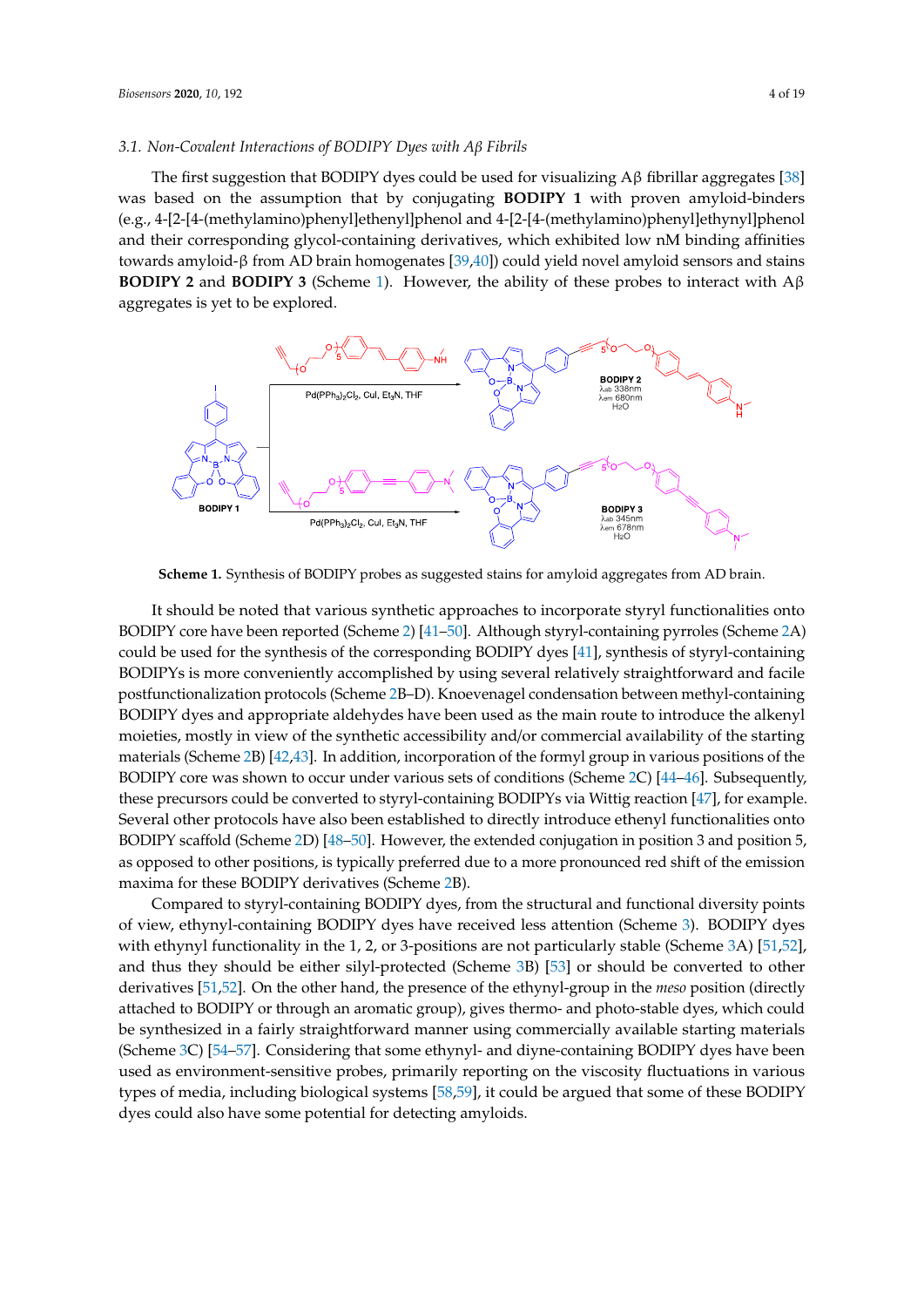### 3.1. Non-Covalent Interactions of BODIPY Dyes with Aβ Fibrils

The first suggestion that BODIPY dyes could be used for visualizing Aβ fibrillar aggregates [38] was based on the assumption that by conjugating **BODIPY 1** with proven amyloid-binders (e.g., 4-[2-[4-(methylamino)phenyl]ethenyl]phenol and 4-[2-[4-(methylamino)phenyl]ethynyl]phenol and their corresponding glycol-containing derivatives, which exhibited low nM binding affinities towards amyloid-β from AD brain homogenates [39,40]) could yield novel amyloid sensors and stains **BODIPY 2** and **BODIPY 3** (Scheme 1). However, the ability of these probes to interact with Aβ aggregates is yet to be explored.

**Scheme 1.** Synthesis of BODIPY probes as suggested stains for amyloid aggregates from AD brain.

It should be noted that various synthetic approaches to incorporate styryl functionalities onto BODIPY core have been reported (Scheme 2) [41–50]. Although styryl-containing pyrroles (Scheme 2A) could be used for the synthesis of the corresponding BODIPY dyes [41], synthesis of styryl-containing BODIPYs is more conveniently accomplished by using several relatively straightforward and facile postfunctionalization protocols (Scheme 2B–D). Knoevenagel condensation between methyl-containing BODIPY dyes and appropriate aldehydes have been used as the main route to introduce the alkenyl moieties, mostly in view of the synthetic accessibility and/or commercial availability of the starting materials (Scheme 2B) [42,43]. In addition, incorporation of the formyl group in various positions of the BODIPY core was shown to occur under various sets of conditions (Scheme 2C) [44–46]. Subsequently, these precursors could be converted to styryl-containing BODIPYs via Wittig reaction [47], for example. Several other protocols have also been established to directly introduce ethenyl functionalities onto BODIPY scaffold (Scheme 2D) [48–50]. However, the extended conjugation in position 3 and position 5, as opposed to other positions, is typically preferred due to a more pronounced red shift of the emission maxima for these BODIPY derivatives (Scheme 2B).

Compared to styryl-containing BODIPY dyes, from the structural and functional diversity points of view, ethynyl-containing BODIPY dyes have received less attention (Scheme 3). BODIPY dyes with ethynyl functionality in the 1, 2, or 3-positions are not particularly stable (Scheme 3A) [51,52], and thus they should be either silyl-protected (Scheme 3B) [53] or should be converted to other derivatives [51,52]. On the other hand, the presence of the ethynyl-group in the *meso* position (directly attached to BODIPY or through an aromatic group), gives thermo- and photo-stable dyes, which could be synthesized in a fairly straightforward manner using commercially available starting materials (Scheme 3C) [54–57]. Considering that some ethynyl- and diyne-containing BODIPY dyes have been used as environment-sensitive probes, primarily reporting on the viscosity fluctuations in various types of media, including biological systems [58,59], it could be argued that some of these BODIPY dyes could also have some potential for detecting amyloids.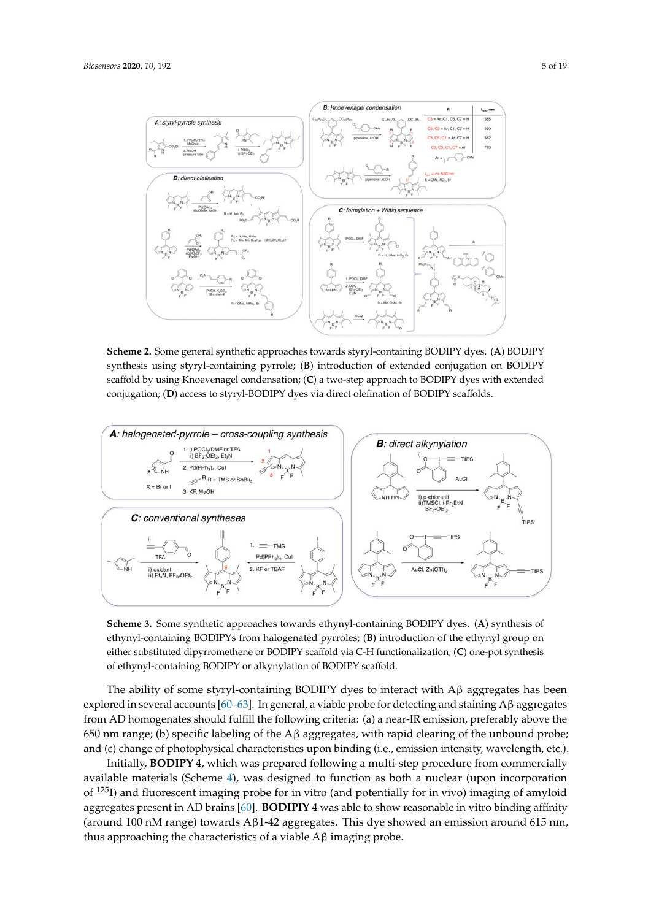**Scheme 2.** Some general synthetic approaches towards styryl-containing BODIPY dyes. (**A**) BODIPY synthesis using styryl-containing pyrrole; (**B**) introduction of extended conjugation on BODIPY scaffold by using Knoevenagel condensation; (**C**) a two-step approach to BODIPY dyes with extended conjugation; (**D**) access to styryl-BODIPY dyes via direct olefination of BODIPY scaffolds.

**Scheme 3.** Some synthetic approaches towards ethynyl-containing BODIPY dyes. (**A**) synthesis of ethynyl-containing BODIPYs from halogenated pyrroles; (**B**) introduction of the ethynyl group on either substituted dipyrromethene or BODIPY scaffold via C-H functionalization; (**C**) one-pot synthesis of ethynyl-containing BODIPY or alkynylation of BODIPY scaffold.

The ability of some styryl-containing BODIPY dyes to interact with Aβ aggregates has been explored in several accounts [60–63]. In general, a viable probe for detecting and staining Aβ aggregates from AD homogenates should fulfill the following criteria: (a) a near-IR emission, preferably above the 650 nm range; (b) specific labeling of the Aβ aggregates, with rapid clearing of the unbound probe; and (c) change of photophysical characteristics upon binding (i.e., emission intensity, wavelength, etc.).

Initially, **BODIPY 4**, which was prepared following a multi-step procedure from commercially available materials (Scheme 4), was designed to function as both a nuclear (upon incorporation of $^{125}$I) and fluorescent imaging probe for in vitro (and potentially for in vivo) imaging of amyloid aggregates present in AD brains [60]. **BODIPY 4** was able to show reasonable in vitro binding affinity (around 100 nM range) towards Aβ1-42 aggregates. This dye showed an emission around 615 nm, thus approaching the characteristics of a viable Aβ imaging probe.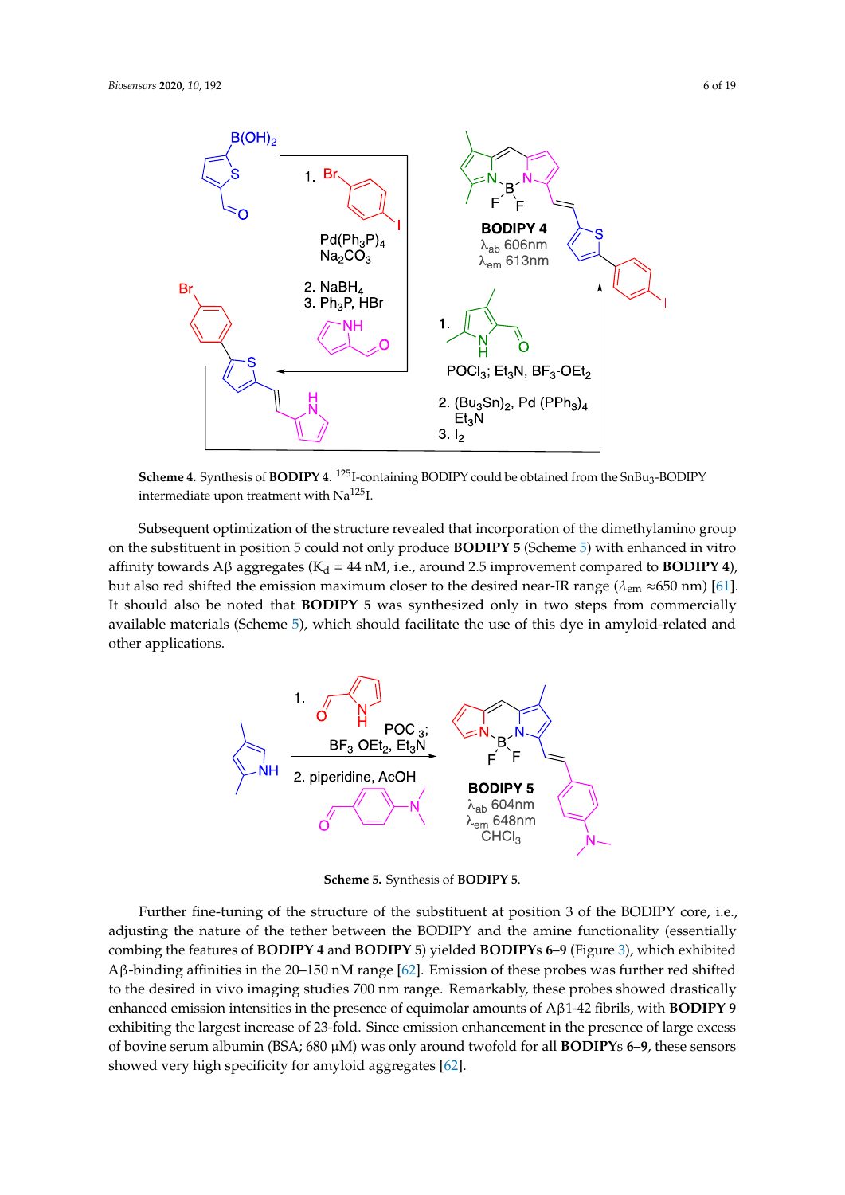**Scheme 4.** Synthesis of **BODIPY 4**. $^{125}$I-containing BODIPY could be obtained from the $SnBu_3$-BODIPY intermediate upon treatment with $Na^{125}I$.

Subsequent optimization of the structure revealed that incorporation of the dimethylamino group on the substituent in position 5 could not only produce **BODIPY 5** (Scheme 5) with enhanced in vitro affinity towards Aβ aggregates ($K_d$ = 44 nM, i.e., around 2.5 improvement compared to **BODIPY 4**), but also red shifted the emission maximum closer to the desired near-IR range ($\lambda_{em}$ ≈650 nm) [61]. It should also be noted that **BODIPY 5** was synthesized only in two steps from commercially available materials (Scheme 5), which should facilitate the use of this dye in amyloid-related and other applications.

**Scheme 5.** Synthesis of **BODIPY 5**.

Further fine-tuning of the structure of the substituent at position 3 of the BODIPY core, i.e., adjusting the nature of the tether between the BODIPY and the amine functionality (essentially combing the features of **BODIPY 4** and **BODIPY 5**) yielded **BODIPY**s **6**–**9** (Figure 3), which exhibited Aβ-binding affinities in the 20–150 nM range [62]. Emission of these probes was further red shifted to the desired in vivo imaging studies 700 nm range. Remarkably, these probes showed drastically enhanced emission intensities in the presence of equimolar amounts of Aβ1-42 fibrils, with **BODIPY 9** exhibiting the largest increase of 23-fold. Since emission enhancement in the presence of large excess of bovine serum albumin (BSA; 680 µM) was only around twofold for all **BODIPY**s **6**–**9**, these sensors showed very high specificity for amyloid aggregates [62].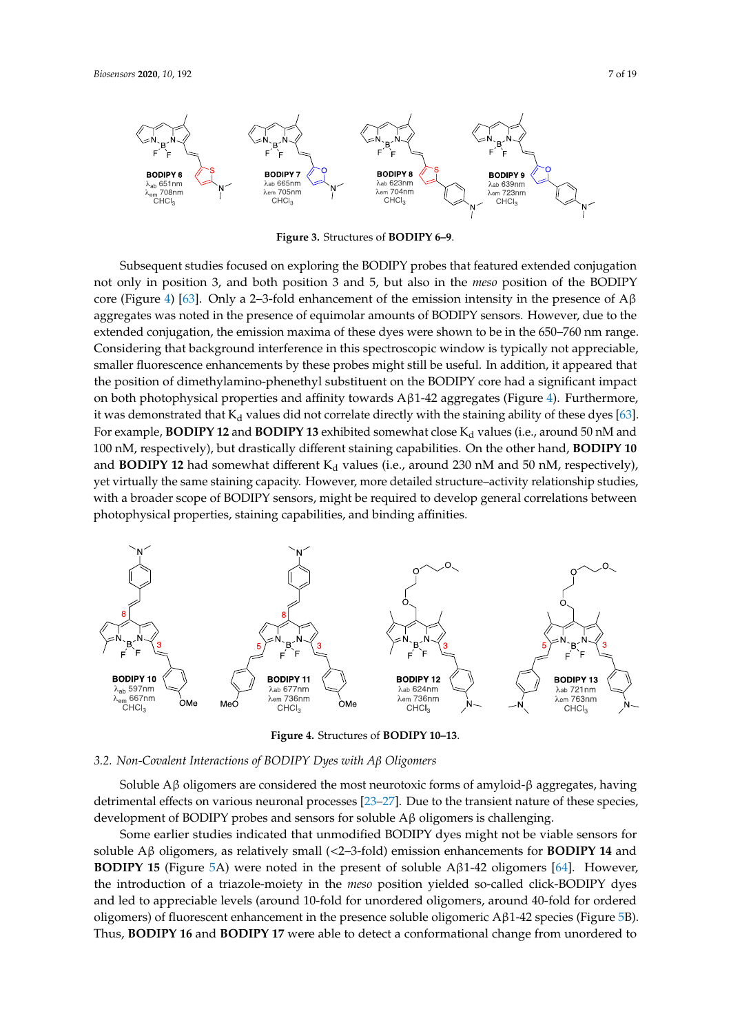Figure 3. Structures of **BODIPY 6–9**.

Subsequent studies focused on exploring the BODIPY probes that featured extended conjugation not only in position 3, and both position 3 and 5, but also in the *meso* position of the BODIPY core (Figure 4) [63]. Only a 2–3-fold enhancement of the emission intensity in the presence of Aβ aggregates was noted in the presence of equimolar amounts of BODIPY sensors. However, due to the extended conjugation, the emission maxima of these dyes were shown to be in the 650–760 nm range. Considering that background interference in this spectroscopic window is typically not appreciable, smaller fluorescence enhancements by these probes might still be useful. In addition, it appeared that the position of dimethylamino-phenethyl substituent on the BODIPY core had a significant impact on both photophysical properties and affinity towards Aβ1-42 aggregates (Figure 4). Furthermore, it was demonstrated that $K_d$ values did not correlate directly with the staining ability of these dyes [63]. For example, **BODIPY 12** and **BODIPY 13** exhibited somewhat close $K_d$ values (i.e., around 50 nM and 100 nM, respectively), but drastically different staining capabilities. On the other hand, **BODIPY 10** and **BODIPY 12** had somewhat different $K_d$ values (i.e., around 230 nM and 50 nM, respectively), yet virtually the same staining capacity. However, more detailed structure–activity relationship studies, with a broader scope of BODIPY sensors, might be required to develop general correlations between photophysical properties, staining capabilities, and binding affinities.

Figure 4. Structures of **BODIPY 10–13**.

### 3.2. Non-Covalent Interactions of BODIPY Dyes with Aβ Oligomers

Soluble Aβ oligomers are considered the most neurotoxic forms of amyloid-β aggregates, having detrimental effects on various neuronal processes [23–27]. Due to the transient nature of these species, development of BODIPY probes and sensors for soluble Aβ oligomers is challenging.

Some earlier studies indicated that unmodified BODIPY dyes might not be viable sensors for soluble Aβ oligomers, as relatively small (<2–3-fold) emission enhancements for **BODIPY 14** and **BODIPY 15** (Figure 5A) were noted in the present of soluble Aβ1-42 oligomers [64]. However, the introduction of a triazole-moiety in the *meso* position yielded so-called click-BODIPY dyes and led to appreciable levels (around 10-fold for unordered oligomers, around 40-fold for ordered oligomers) of fluorescent enhancement in the presence soluble oligomeric Aβ1-42 species (Figure 5B). Thus, **BODIPY 16** and **BODIPY 17** were able to detect a conformational change from unordered to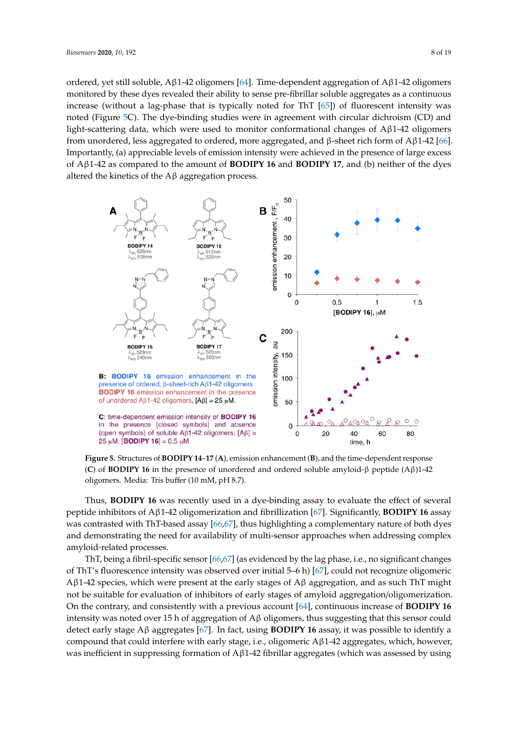ordered, yet still soluble, Aβ1-42 oligomers [64]. Time-dependent aggregation of Aβ1-42 oligomers monitored by these dyes revealed their ability to sense pre-fibrillar soluble aggregates as a continuous increase (without a lag-phase that is typically noted for ThT [65]) of fluorescent intensity was noted (Figure 5C). The dye-binding studies were in agreement with circular dichroism (CD) and light-scattering data, which were used to monitor conformational changes of Aβ1-42 oligomers from unordered, less aggregated to ordered, more aggregated, and β-sheet rich form of Aβ1-42 [66]. Importantly, (a) appreciable levels of emission intensity were achieved in the presence of large excess of Aβ1-42 as compared to the amount of **BODIPY 16** and **BODIPY 17**, and (b) neither of the dyes altered the kinetics of the Aβ aggregation process.

**Figure 5.** Structures of **BODIPY 14–17** (**A**), emission enhancement (**B**), and the time-dependent response (**C**) of **BODIPY 16** in the presence of unordered and ordered soluble amyloid-β peptide (Aβ)1-42 oligomers. Media: Tris buffer (10 mM, pH 8.7).

Thus, **BODIPY 16** was recently used in a dye-binding assay to evaluate the effect of several peptide inhibitors of Aβ1-42 oligomerization and fibrillization [67]. Significantly, **BODIPY 16** assay was contrasted with ThT-based assay [66,67], thus highlighting a complementary nature of both dyes and demonstrating the need for availability of multi-sensor approaches when addressing complex amyloid-related processes.

ThT, being a fibril-specific sensor [66,67] (as evidenced by the lag phase, i.e., no significant changes of ThT's fluorescence intensity was observed over initial 5–6 h) [67], could not recognize oligomeric Aβ1-42 species, which were present at the early stages of Aβ aggregation, and as such ThT might not be suitable for evaluation of inhibitors of early stages of amyloid aggregation/oligomerization. On the contrary, and consistently with a previous account [64], continuous increase of **BODIPY 16** intensity was noted over 15 h of aggregation of Aβ oligomers, thus suggesting that this sensor could detect early stage Aβ aggregates [67]. In fact, using **BODIPY 16** assay, it was possible to identify a compound that could interfere with early stage, i.e., oligomeric Aβ1-42 aggregates, which, however, was inefficient in suppressing formation of Aβ1-42 fibrillar aggregates (which was assessed by using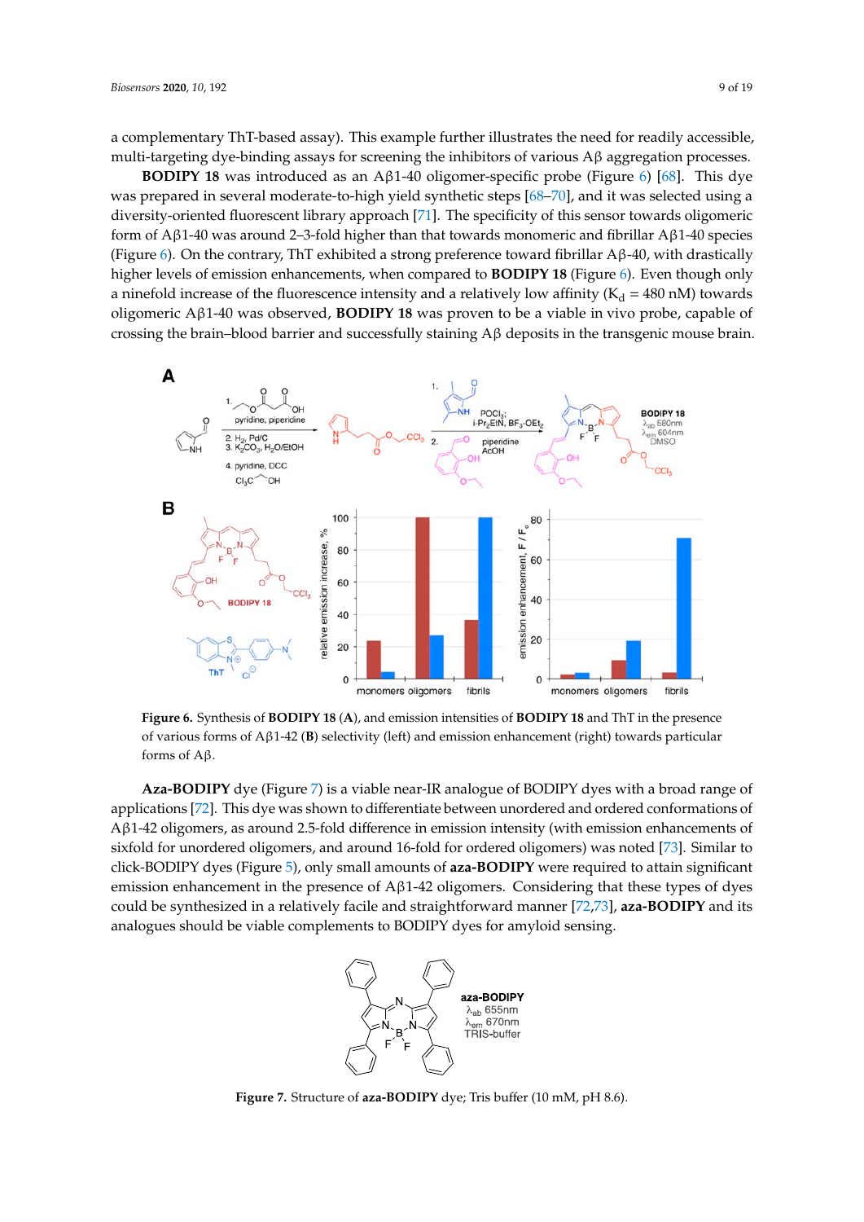a complementary ThT-based assay). This example further illustrates the need for readily accessible, multi-targeting dye-binding assays for screening the inhibitors of various Aβ aggregation processes.

**BODIPY 18** was introduced as an Aβ1-40 oligomer-specific probe (Figure 6) [68]. This dye was prepared in several moderate-to-high yield synthetic steps [68–70], and it was selected using a diversity-oriented fluorescent library approach [71]. The specificity of this sensor towards oligomeric form of Aβ1-40 was around 2–3-fold higher than that towards monomeric and fibrillar Aβ1-40 species (Figure 6). On the contrary, ThT exhibited a strong preference toward fibrillar Aβ-40, with drastically higher levels of emission enhancements, when compared to **BODIPY 18** (Figure 6). Even though only a ninefold increase of the fluorescence intensity and a relatively low affinity ($K_d$ = 480 nM) towards oligomeric Aβ1-40 was observed, **BODIPY 18** was proven to be a viable in vivo probe, capable of crossing the brain–blood barrier and successfully staining Aβ deposits in the transgenic mouse brain.

**Figure 6.** Synthesis of **BODIPY 18** (**A**), and emission intensities of **BODIPY 18** and ThT in the presence of various forms of Aβ1-42 (**B**) selectivity (left) and emission enhancement (right) towards particular forms of Aβ.

**Aza-BODIPY** dye (Figure 7) is a viable near-IR analogue of BODIPY dyes with a broad range of applications [72]. This dye was shown to differentiate between unordered and ordered conformations of Aβ1-42 oligomers, as around 2.5-fold difference in emission intensity (with emission enhancements of sixfold for unordered oligomers, and around 16-fold for ordered oligomers) was noted [73]. Similar to click-BODIPY dyes (Figure 5), only small amounts of **aza-BODIPY** were required to attain significant emission enhancement in the presence of Aβ1-42 oligomers. Considering that these types of dyes could be synthesized in a relatively facile and straightforward manner [72,73], **aza-BODIPY** and its analogues should be viable complements to BODIPY dyes for amyloid sensing.

**Figure 7.** Structure of **aza-BODIPY** dye; Tris buffer (10 mM, pH 8.6).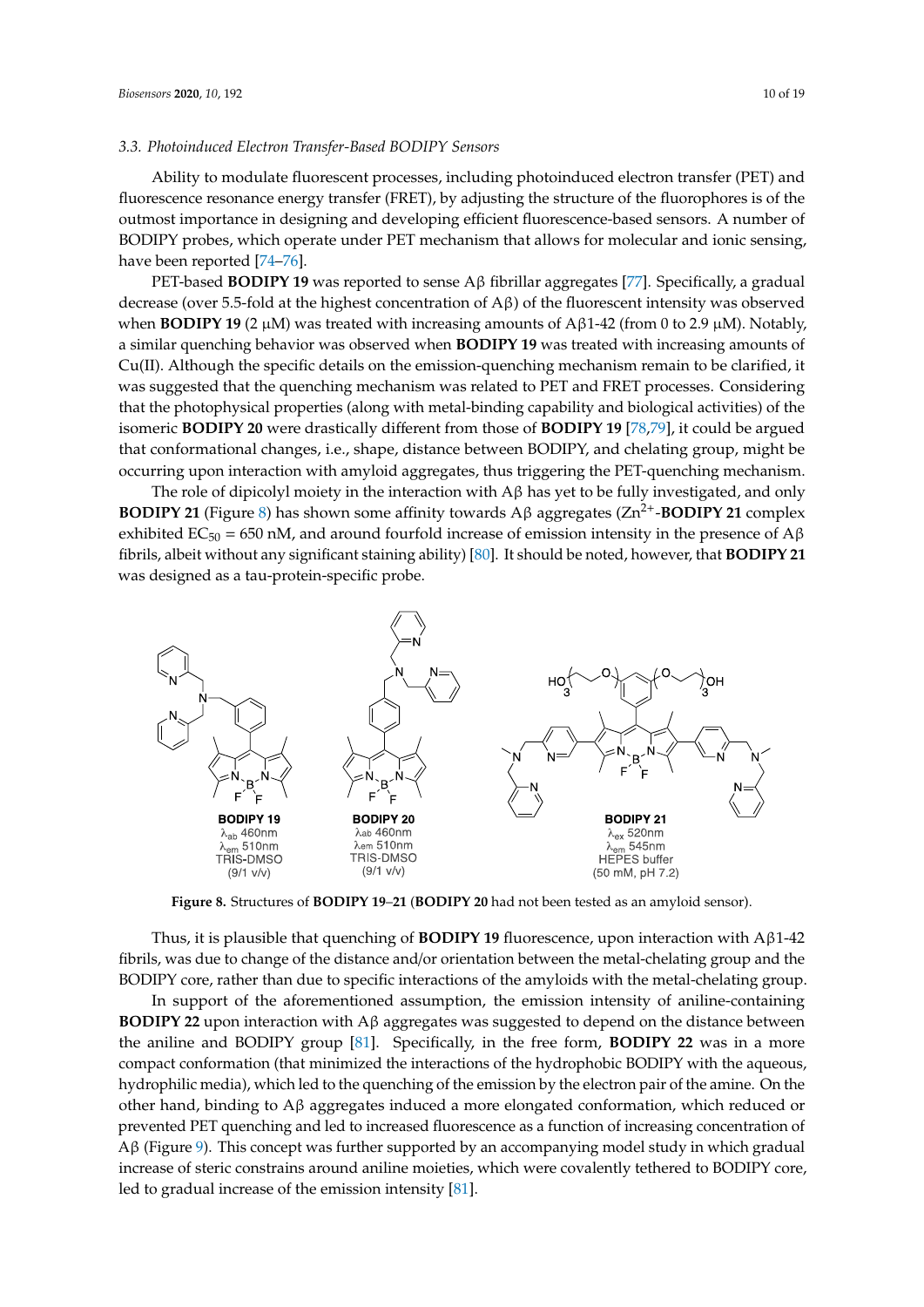### 3.3. Photoinduced Electron Transfer-Based BODIPY Sensors

Ability to modulate fluorescent processes, including photoinduced electron transfer (PET) and fluorescence resonance energy transfer (FRET), by adjusting the structure of the fluorophores is of the outmost importance in designing and developing efficient fluorescence-based sensors. A number of BODIPY probes, which operate under PET mechanism that allows for molecular and ionic sensing, have been reported [74–76].

PET-based **BODIPY 19** was reported to sense Aβ fibrillar aggregates [77]. Specifically, a gradual decrease (over 5.5-fold at the highest concentration of Aβ) of the fluorescent intensity was observed when **BODIPY 19** (2 μM) was treated with increasing amounts of Aβ1-42 (from 0 to 2.9 μM). Notably, a similar quenching behavior was observed when **BODIPY 19** was treated with increasing amounts of Cu(II). Although the specific details on the emission-quenching mechanism remain to be clarified, it was suggested that the quenching mechanism was related to PET and FRET processes. Considering that the photophysical properties (along with metal-binding capability and biological activities) of the isomeric **BODIPY 20** were drastically different from those of **BODIPY 19** [78,79], it could be argued that conformational changes, i.e., shape, distance between BODIPY, and chelating group, might be occurring upon interaction with amyloid aggregates, thus triggering the PET-quenching mechanism.

The role of dipicolyl moiety in the interaction with Aβ has yet to be fully investigated, and only **BODIPY 21** (Figure 8) has shown some affinity towards Aβ aggregates ($Zn^{2+}$-**BODIPY 21** complex exhibited $EC_{50}$ = 650 nM, and around fourfold increase of emission intensity in the presence of Aβ fibrils, albeit without any significant staining ability) [80]. It should be noted, however, that **BODIPY 21** was designed as a tau-protein-specific probe.

**BODIPY 19**: $\lambda_{ab}$ 460nm, $\lambda_{em}$ 510nm, TRIS-DMSO (9/1 v/v)
**BODIPY 20**: $\lambda_{ab}$ 460nm, $\lambda_{em}$ 510nm, TRIS-DMSO (9/1 v/v)
**BODIPY 21**: $\lambda_{ex}$ 520nm, $\lambda_{em}$ 545nm, HEPES buffer (50 mM, pH 7.2)

**Figure 8.** Structures of **BODIPY 19**–**21** (**BODIPY 20** had not been tested as an amyloid sensor).

Thus, it is plausible that quenching of **BODIPY 19** fluorescence, upon interaction with Aβ1-42 fibrils, was due to change of the distance and/or orientation between the metal-chelating group and the BODIPY core, rather than due to specific interactions of the amyloids with the metal-chelating group.

In support of the aforementioned assumption, the emission intensity of aniline-containing **BODIPY 22** upon interaction with Aβ aggregates was suggested to depend on the distance between the aniline and BODIPY group [81]. Specifically, in the free form, **BODIPY 22** was in a more compact conformation (that minimized the interactions of the hydrophobic BODIPY with the aqueous, hydrophilic media), which led to the quenching of the emission by the electron pair of the amine. On the other hand, binding to Aβ aggregates induced a more elongated conformation, which reduced or prevented PET quenching and led to increased fluorescence as a function of increasing concentration of Aβ (Figure 9). This concept was further supported by an accompanying model study in which gradual increase of steric constrains around aniline moieties, which were covalently tethered to BODIPY core, led to gradual increase of the emission intensity [81].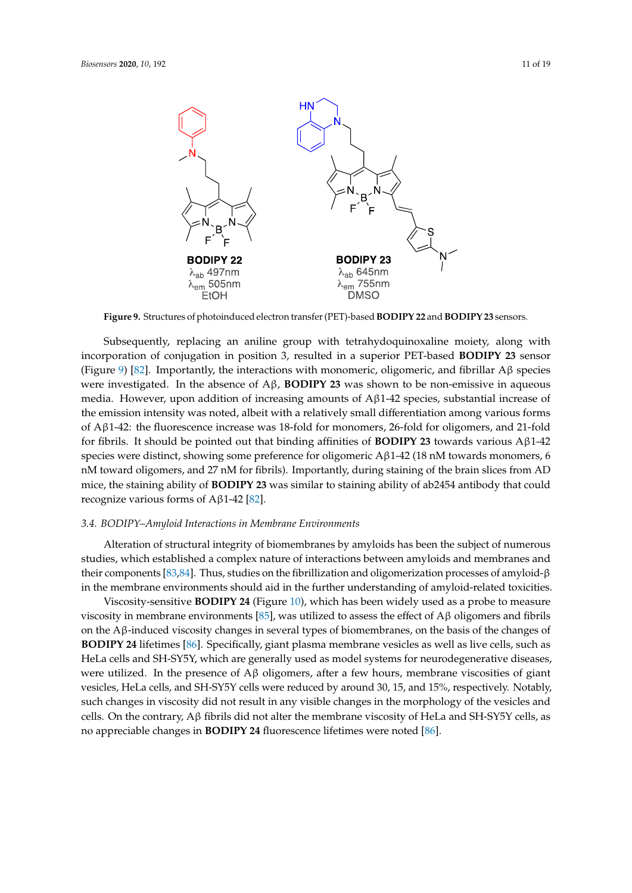**BODIPY 22**
$\lambda_{ab}$ 497nm
$\lambda_{em}$ 505nm
EtOH

**BODIPY 23**
$\lambda_{ab}$ 645nm
$\lambda_{em}$ 755nm
DMSO

**Figure 9.** Structures of photoinduced electron transfer (PET)-based **BODIPY 22** and **BODIPY 23** sensors.

Subsequently, replacing an aniline group with tetrahydoquinoxaline moiety, along with incorporation of conjugation in position 3, resulted in a superior PET-based **BODIPY 23** sensor (Figure 9) [82]. Importantly, the interactions with monomeric, oligomeric, and fibrillar Aβ species were investigated. In the absence of Aβ, **BODIPY 23** was shown to be non-emissive in aqueous media. However, upon addition of increasing amounts of Aβ1-42 species, substantial increase of the emission intensity was noted, albeit with a relatively small differentiation among various forms of Aβ1-42: the fluorescence increase was 18-fold for monomers, 26-fold for oligomers, and 21-fold for fibrils. It should be pointed out that binding affinities of **BODIPY 23** towards various Aβ1-42 species were distinct, showing some preference for oligomeric Aβ1-42 (18 nM towards monomers, 6 nM toward oligomers, and 27 nM for fibrils). Importantly, during staining of the brain slices from AD mice, the staining ability of **BODIPY 23** was similar to staining ability of ab2454 antibody that could recognize various forms of Aβ1-42 [82].

### 3.4. BODIPY–Amyloid Interactions in Membrane Environments

Alteration of structural integrity of biomembranes by amyloids has been the subject of numerous studies, which established a complex nature of interactions between amyloids and membranes and their components [83,84]. Thus, studies on the fibrillization and oligomerization processes of amyloid-β in the membrane environments should aid in the further understanding of amyloid-related toxicities.

Viscosity-sensitive **BODIPY 24** (Figure 10), which has been widely used as a probe to measure viscosity in membrane environments [85], was utilized to assess the effect of Aβ oligomers and fibrils on the Aβ-induced viscosity changes in several types of biomembranes, on the basis of the changes of **BODIPY 24** lifetimes [86]. Specifically, giant plasma membrane vesicles as well as live cells, such as HeLa cells and SH-SY5Y, which are generally used as model systems for neurodegenerative diseases, were utilized. In the presence of Aβ oligomers, after a few hours, membrane viscosities of giant vesicles, HeLa cells, and SH-SY5Y cells were reduced by around 30, 15, and 15%, respectively. Notably, such changes in viscosity did not result in any visible changes in the morphology of the vesicles and cells. On the contrary, Aβ fibrils did not alter the membrane viscosity of HeLa and SH-SY5Y cells, as no appreciable changes in **BODIPY 24** fluorescence lifetimes were noted [86].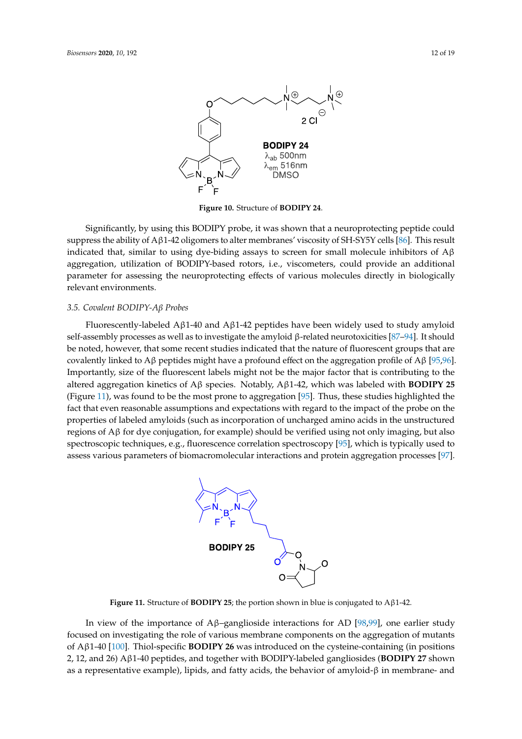**Figure 10.** Structure of **BODIPY 24**.

Significantly, by using this BODIPY probe, it was shown that a neuroprotecting peptide could suppress the ability of Aβ1-42 oligomers to alter membranes' viscosity of SH-SY5Y cells [86]. This result indicated that, similar to using dye-biding assays to screen for small molecule inhibitors of Aβ aggregation, utilization of BODIPY-based rotors, i.e., viscometers, could provide an additional parameter for assessing the neuroprotecting effects of various molecules directly in biologically relevant environments.

### *3.5. Covalent BODIPY-Aβ Probes*

Fluorescently-labeled Aβ1-40 and Aβ1-42 peptides have been widely used to study amyloid self-assembly processes as well as to investigate the amyloid β-related neurotoxicities [87–94]. It should be noted, however, that some recent studies indicated that the nature of fluorescent groups that are covalently linked to Aβ peptides might have a profound effect on the aggregation profile of Aβ [95,96]. Importantly, size of the fluorescent labels might not be the major factor that is contributing to the altered aggregation kinetics of Aβ species. Notably, Aβ1-42, which was labeled with **BODIPY 25** (Figure 11), was found to be the most prone to aggregation [95]. Thus, these studies highlighted the fact that even reasonable assumptions and expectations with regard to the impact of the probe on the properties of labeled amyloids (such as incorporation of uncharged amino acids in the unstructured regions of Aβ for dye conjugation, for example) should be verified using not only imaging, but also spectroscopic techniques, e.g., fluorescence correlation spectroscopy [95], which is typically used to assess various parameters of biomacromolecular interactions and protein aggregation processes [97].

**Figure 11.** Structure of **BODIPY 25**; the portion shown in blue is conjugated to Aβ1-42.

In view of the importance of Aβ–ganglioside interactions for AD [98,99], one earlier study focused on investigating the role of various membrane components on the aggregation of mutants of Aβ1-40 [100]. Thiol-specific **BODIPY 26** was introduced on the cysteine-containing (in positions 2, 12, and 26) Aβ1-40 peptides, and together with BODIPY-labeled gangliosides (**BODIPY 27** shown as a representative example), lipids, and fatty acids, the behavior of amyloid-β in membrane- and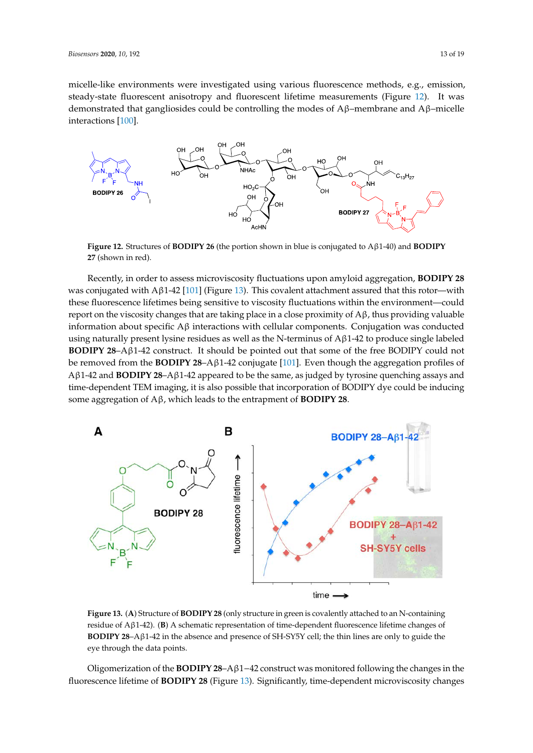micelle-like environments were investigated using various fluorescence methods, e.g., emission, steady-state fluorescent anisotropy and fluorescent lifetime measurements (Figure 12). It was demonstrated that gangliosides could be controlling the modes of Aβ–membrane and Aβ–micelle interactions [100].

**Figure 12.** Structures of **BODIPY 26** (the portion shown in blue is conjugated to Aβ1-40) and **BODIPY 27** (shown in red).

Recently, in order to assess microviscosity fluctuations upon amyloid aggregation, **BODIPY 28** was conjugated with Aβ1-42 [101] (Figure 13). This covalent attachment assured that this rotor—with these fluorescence lifetimes being sensitive to viscosity fluctuations within the environment—could report on the viscosity changes that are taking place in a close proximity of Aβ, thus providing valuable information about specific Aβ interactions with cellular components. Conjugation was conducted using naturally present lysine residues as well as the N-terminus of Aβ1-42 to produce single labeled **BODIPY 28**–Aβ1-42 construct. It should be pointed out that some of the free BODIPY could not be removed from the **BODIPY 28**–Aβ1-42 conjugate [101]. Even though the aggregation profiles of Aβ1-42 and **BODIPY 28**–Aβ1-42 appeared to be the same, as judged by tyrosine quenching assays and time-dependent TEM imaging, it is also possible that incorporation of BODIPY dye could be inducing some aggregation of Aβ, which leads to the entrapment of **BODIPY 28**.

**Figure 13.** (**A**) Structure of **BODIPY 28** (only structure in green is covalently attached to an N-containing residue of Aβ1-42). (**B**) A schematic representation of time-dependent fluorescence lifetime changes of **BODIPY 28**–Aβ1-42 in the absence and presence of SH-SY5Y cell; the thin lines are only to guide the eye through the data points.

Oligomerization of the **BODIPY 28**–Aβ1−42 construct was monitored following the changes in the fluorescence lifetime of **BODIPY 28** (Figure 13). Significantly, time-dependent microviscosity changes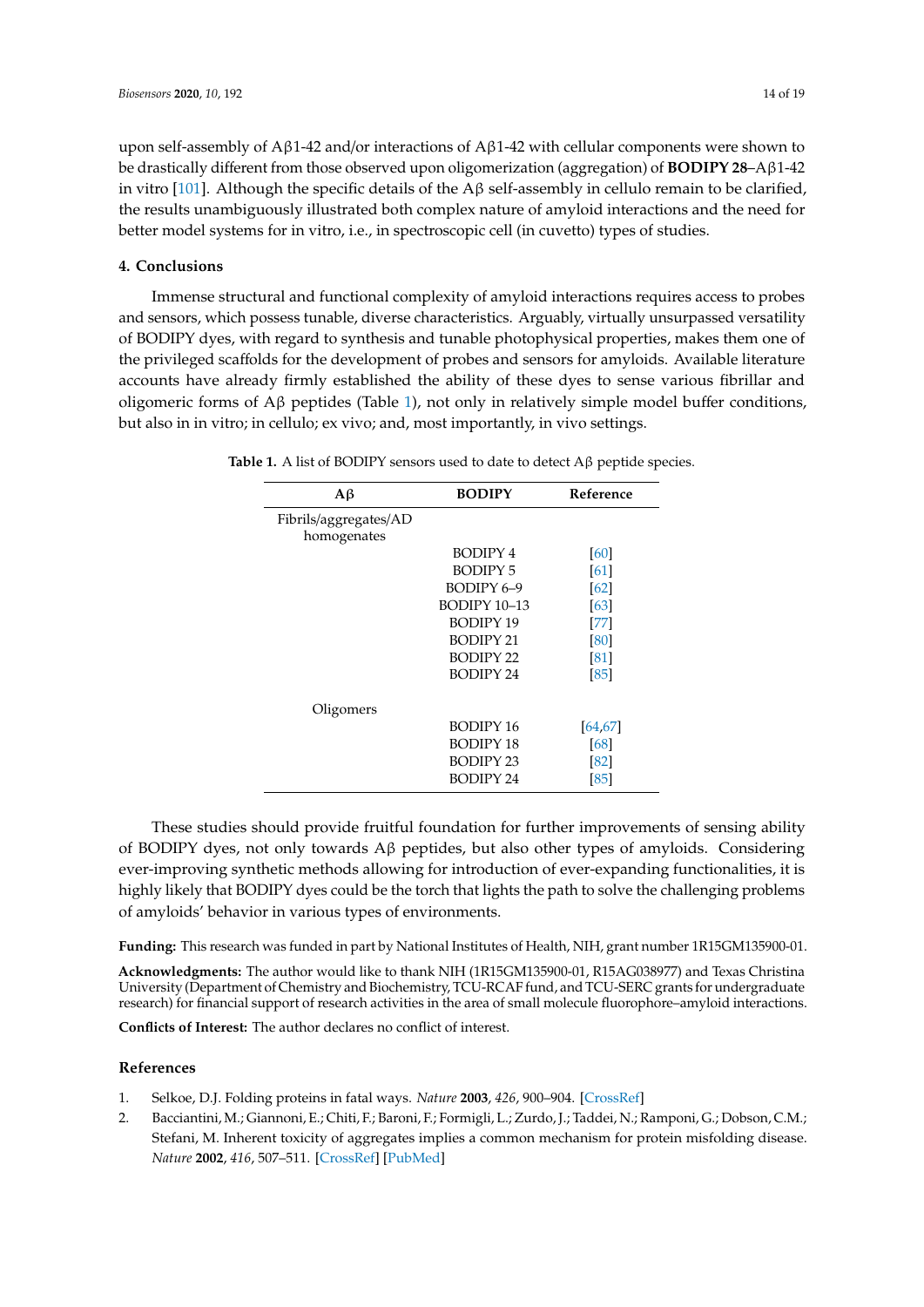upon self-assembly of Aβ1-42 and/or interactions of Aβ1-42 with cellular components were shown to be drastically different from those observed upon oligomerization (aggregation) of **BODIPY 28**–Aβ1-42 in vitro [101]. Although the specific details of the Aβ self-assembly in cellulo remain to be clarified, the results unambiguously illustrated both complex nature of amyloid interactions and the need for better model systems for in vitro, i.e., in spectroscopic cell (in cuvetto) types of studies.

## 4. Conclusions

Immense structural and functional complexity of amyloid interactions requires access to probes and sensors, which possess tunable, diverse characteristics. Arguably, virtually unsurpassed versatility of BODIPY dyes, with regard to synthesis and tunable photophysical properties, makes them one of the privileged scaffolds for the development of probes and sensors for amyloids. Available literature accounts have already firmly established the ability of these dyes to sense various fibrillar and oligomeric forms of Aβ peptides (Table 1), not only in relatively simple model buffer conditions, but also in in vitro; in cellulo; ex vivo; and, most importantly, in vivo settings.

**Table 1.** A list of BODIPY sensors used to date to detect Aβ peptide species.

| Aβ | BODIPY | Reference |
|---|---|---|
| Fibrils/aggregates/AD homogenates | | |
| | BODIPY 4 | [60] |
| | BODIPY 5 | [61] |
| | BODIPY 6–9 | [62] |
| | BODIPY 10–13 | [63] |
| | BODIPY 19 | [77] |
| | BODIPY 21 | [80] |
| | BODIPY 22 | [81] |
| | BODIPY 24 | [85] |
| Oligomers | | |
| | BODIPY 16 | [64,67] |
| | BODIPY 18 | [68] |
| | BODIPY 23 | [82] |
| | BODIPY 24 | [85] |

These studies should provide fruitful foundation for further improvements of sensing ability of BODIPY dyes, not only towards Aβ peptides, but also other types of amyloids. Considering ever-improving synthetic methods allowing for introduction of ever-expanding functionalities, it is highly likely that BODIPY dyes could be the torch that lights the path to solve the challenging problems of amyloids' behavior in various types of environments.

**Funding:** This research was funded in part by National Institutes of Health, NIH, grant number 1R15GM135900-01.

**Acknowledgments:** The author would like to thank NIH (1R15GM135900-01, R15AG038977) and Texas Christina University (Department of Chemistry and Biochemistry, TCU-RCAF fund, and TCU-SERC grants for undergraduate research) for financial support of research activities in the area of small molecule fluorophore–amyloid interactions.

**Conflicts of Interest:** The author declares no conflict of interest.

## References

1. Selkoe, D.J. Folding proteins in fatal ways. *Nature* **2003**, *426*, 900–904. [CrossRef]
2. Bacciantini, M.; Giannoni, E.; Chiti, F.; Baroni, F.; Formigli, L.; Zurdo, J.; Taddei, N.; Ramponi, G.; Dobson, C.M.; Stefani, M. Inherent toxicity of aggregates implies a common mechanism for protein misfolding disease. *Nature* **2002**, *416*, 507–511. [CrossRef] [PubMed]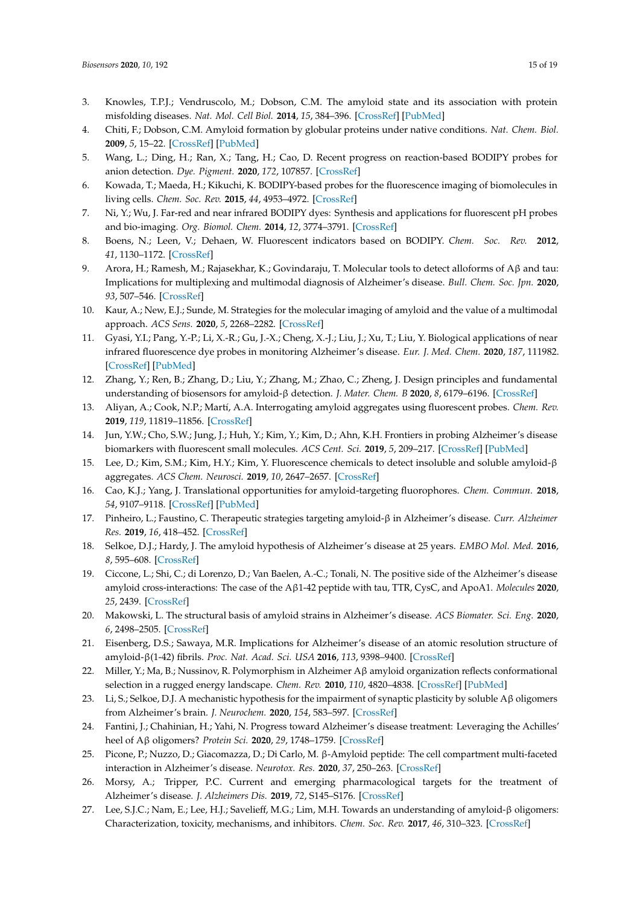3. Knowles, T.P.J.; Vendruscolo, M.; Dobson, C.M. The amyloid state and its association with protein misfolding diseases. *Nat. Mol. Cell Biol.* **2014**, *15*, 384–396. [CrossRef] [PubMed]
4. Chiti, F.; Dobson, C.M. Amyloid formation by globular proteins under native conditions. *Nat. Chem. Biol.* **2009**, *5*, 15–22. [CrossRef] [PubMed]
5. Wang, L.; Ding, H.; Ran, X.; Tang, H.; Cao, D. Recent progress on reaction-based BODIPY probes for anion detection. *Dye. Pigment.* **2020**, *172*, 107857. [CrossRef]
6. Kowada, T.; Maeda, H.; Kikuchi, K. BODIPY-based probes for the fluorescence imaging of biomolecules in living cells. *Chem. Soc. Rev.* **2015**, *44*, 4953–4972. [CrossRef]
7. Ni, Y.; Wu, J. Far-red and near infrared BODIPY dyes: Synthesis and applications for fluorescent pH probes and bio-imaging. *Org. Biomol. Chem.* **2014**, *12*, 3774–3791. [CrossRef]
8. Boens, N.; Leen, V.; Dehaen, W. Fluorescent indicators based on BODIPY. *Chem. Soc. Rev.* **2012**, *41*, 1130–1172. [CrossRef]
9. Arora, H.; Ramesh, M.; Rajasekhar, K.; Govindaraju, T. Molecular tools to detect alloforms of Aβ and tau: Implications for multiplexing and multimodal diagnosis of Alzheimer's disease. *Bull. Chem. Soc. Jpn.* **2020**, *93*, 507–546. [CrossRef]
10. Kaur, A.; New, E.J.; Sunde, M. Strategies for the molecular imaging of amyloid and the value of a multimodal approach. *ACS Sens.* **2020**, *5*, 2268–2282. [CrossRef]
11. Gyasi, Y.I.; Pang, Y.-P.; Li, X.-R.; Gu, J.-X.; Cheng, X.-J.; Liu, J.; Xu, T.; Liu, Y. Biological applications of near infrared fluorescence dye probes in monitoring Alzheimer's disease. *Eur. J. Med. Chem.* **2020**, *187*, 111982. [CrossRef] [PubMed]
12. Zhang, Y.; Ren, B.; Zhang, D.; Liu, Y.; Zhang, M.; Zhao, C.; Zheng, J. Design principles and fundamental understanding of biosensors for amyloid-β detection. *J. Mater. Chem. B* **2020**, *8*, 6179–6196. [CrossRef]
13. Aliyan, A.; Cook, N.P.; Martí, A.A. Interrogating amyloid aggregates using fluorescent probes. *Chem. Rev.* **2019**, *119*, 11819–11856. [CrossRef]
14. Jun, Y.W.; Cho, S.W.; Jung, J.; Huh, Y.; Kim, Y.; Kim, D.; Ahn, K.H. Frontiers in probing Alzheimer's disease biomarkers with fluorescent small molecules. *ACS Cent. Sci.* **2019**, *5*, 209–217. [CrossRef] [PubMed]
15. Lee, D.; Kim, S.M.; Kim, H.Y.; Kim, Y. Fluorescence chemicals to detect insoluble and soluble amyloid-β aggregates. *ACS Chem. Neurosci.* **2019**, *10*, 2647–2657. [CrossRef]
16. Cao, K.J.; Yang, J. Translational opportunities for amyloid-targeting fluorophores. *Chem. Commun.* **2018**, *54*, 9107–9118. [CrossRef] [PubMed]
17. Pinheiro, L.; Faustino, C. Therapeutic strategies targeting amyloid-β in Alzheimer's disease. *Curr. Alzheimer Res.* **2019**, *16*, 418–452. [CrossRef]
18. Selkoe, D.J.; Hardy, J. The amyloid hypothesis of Alzheimer's disease at 25 years. *EMBO Mol. Med.* **2016**, *8*, 595–608. [CrossRef]
19. Ciccone, L.; Shi, C.; di Lorenzo, D.; Van Baelen, A.-C.; Tonali, N. The positive side of the Alzheimer's disease amyloid cross-interactions: The case of the Aβ1-42 peptide with tau, TTR, CysC, and ApoA1. *Molecules* **2020**, *25*, 2439. [CrossRef]
20. Makowski, L. The structural basis of amyloid strains in Alzheimer's disease. *ACS Biomater. Sci. Eng.* **2020**, *6*, 2498–2505. [CrossRef]
21. Eisenberg, D.S.; Sawaya, M.R. Implications for Alzheimer's disease of an atomic resolution structure of amyloid-β(1-42) fibrils. *Proc. Nat. Acad. Sci. USA* **2016**, *113*, 9398–9400. [CrossRef]
22. Miller, Y.; Ma, B.; Nussinov, R. Polymorphism in Alzheimer Aβ amyloid organization reflects conformational selection in a rugged energy landscape. *Chem. Rev.* **2010**, *110*, 4820–4838. [CrossRef] [PubMed]
23. Li, S.; Selkoe, D.J. A mechanistic hypothesis for the impairment of synaptic plasticity by soluble Aβ oligomers from Alzheimer's brain. *J. Neurochem.* **2020**, *154*, 583–597. [CrossRef]
24. Fantini, J.; Chahinian, H.; Yahi, N. Progress toward Alzheimer's disease treatment: Leveraging the Achilles' heel of Aβ oligomers? *Protein Sci.* **2020**, *29*, 1748–1759. [CrossRef]
25. Picone, P.; Nuzzo, D.; Giacomazza, D.; Di Carlo, M. β-Amyloid peptide: The cell compartment multi-faceted interaction in Alzheimer's disease. *Neurotox. Res.* **2020**, *37*, 250–263. [CrossRef]
26. Morsy, A.; Tripper, P.C. Current and emerging pharmacological targets for the treatment of Alzheimer's disease. *J. Alzheimers Dis.* **2019**, *72*, S145–S176. [CrossRef]
27. Lee, S.J.C.; Nam, E.; Lee, H.J.; Savelieff, M.G.; Lim, M.H. Towards an understanding of amyloid-β oligomers: Characterization, toxicity, mechanisms, and inhibitors. *Chem. Soc. Rev.* **2017**, *46*, 310–323. [CrossRef]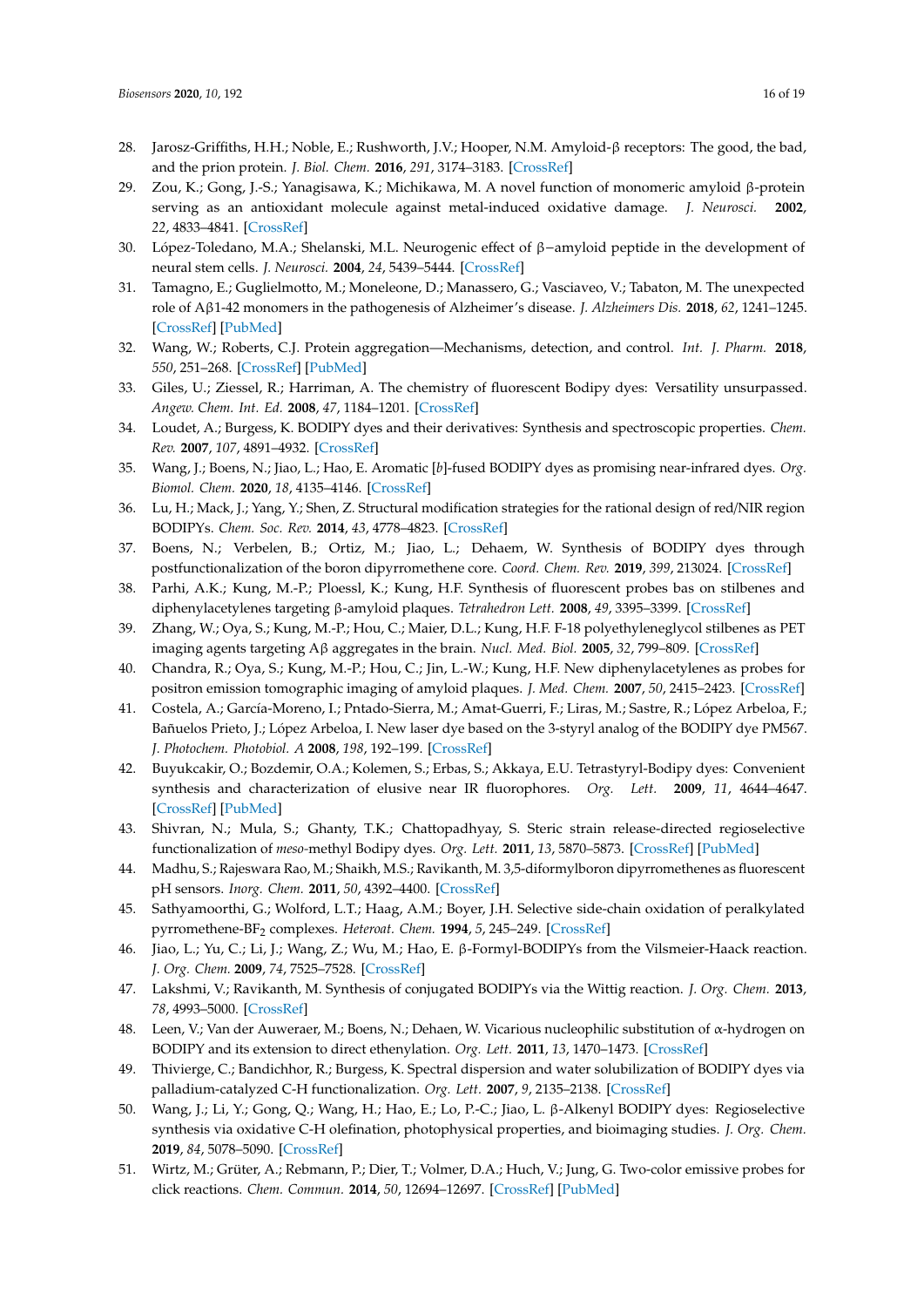28. Jarosz-Griffiths, H.H.; Noble, E.; Rushworth, J.V.; Hooper, N.M. Amyloid-β receptors: The good, the bad, and the prion protein. *J. Biol. Chem.* **2016**, *291*, 3174–3183. [CrossRef]
29. Zou, K.; Gong, J.-S.; Yanagisawa, K.; Michikawa, M. A novel function of monomeric amyloid β-protein serving as an antioxidant molecule against metal-induced oxidative damage. *J. Neurosci.* **2002**, *22*, 4833–4841. [CrossRef]
30. López-Toledano, M.A.; Shelanski, M.L. Neurogenic effect of β−amyloid peptide in the development of neural stem cells. *J. Neurosci.* **2004**, *24*, 5439–5444. [CrossRef]
31. Tamagno, E.; Guglielmotto, M.; Moneleone, D.; Manassero, G.; Vasciaveo, V.; Tabaton, M. The unexpected role of Aβ1-42 monomers in the pathogenesis of Alzheimer's disease. *J. Alzheimers Dis.* **2018**, *62*, 1241–1245. [CrossRef] [PubMed]
32. Wang, W.; Roberts, C.J. Protein aggregation—Mechanisms, detection, and control. *Int. J. Pharm.* **2018**, *550*, 251–268. [CrossRef] [PubMed]
33. Giles, U.; Ziessel, R.; Harriman, A. The chemistry of fluorescent Bodipy dyes: Versatility unsurpassed. *Angew. Chem. Int. Ed.* **2008**, *47*, 1184–1201. [CrossRef]
34. Loudet, A.; Burgess, K. BODIPY dyes and their derivatives: Synthesis and spectroscopic properties. *Chem. Rev.* **2007**, *107*, 4891–4932. [CrossRef]
35. Wang, J.; Boens, N.; Jiao, L.; Hao, E. Aromatic [*b*]-fused BODIPY dyes as promising near-infrared dyes. *Org. Biomol. Chem.* **2020**, *18*, 4135–4146. [CrossRef]
36. Lu, H.; Mack, J.; Yang, Y.; Shen, Z. Structural modification strategies for the rational design of red/NIR region BODIPYs. *Chem. Soc. Rev.* **2014**, *43*, 4778–4823. [CrossRef]
37. Boens, N.; Verbelen, B.; Ortiz, M.; Jiao, L.; Dehaem, W. Synthesis of BODIPY dyes through postfunctionalization of the boron dipyrromethene core. *Coord. Chem. Rev.* **2019**, *399*, 213024. [CrossRef]
38. Parhi, A.K.; Kung, M.-P.; Ploessl, K.; Kung, H.F. Synthesis of fluorescent probes bas on stilbenes and diphenylacetylenes targeting β-amyloid plaques. *Tetrahedron Lett.* **2008**, *49*, 3395–3399. [CrossRef]
39. Zhang, W.; Oya, S.; Kung, M.-P.; Hou, C.; Maier, D.L.; Kung, H.F. F-18 polyethyleneglycol stilbenes as PET imaging agents targeting Aβ aggregates in the brain. *Nucl. Med. Biol.* **2005**, *32*, 799–809. [CrossRef]
40. Chandra, R.; Oya, S.; Kung, M.-P.; Hou, C.; Jin, L.-W.; Kung, H.F. New diphenylacetylenes as probes for positron emission tomographic imaging of amyloid plaques. *J. Med. Chem.* **2007**, *50*, 2415–2423. [CrossRef]
41. Costela, A.; García-Moreno, I.; Pntado-Sierra, M.; Amat-Guerri, F.; Liras, M.; Sastre, R.; López Arbeloa, F.; Bañuelos Prieto, J.; López Arbeloa, I. New laser dye based on the 3-styryl analog of the BODIPY dye PM567. *J. Photochem. Photobiol. A* **2008**, *198*, 192–199. [CrossRef]
42. Buyukcakir, O.; Bozdemir, O.A.; Kolemen, S.; Erbas, S.; Akkaya, E.U. Tetrastyryl-Bodipy dyes: Convenient synthesis and characterization of elusive near IR fluorophores. *Org. Lett.* **2009**, *11*, 4644–4647. [CrossRef] [PubMed]
43. Shivran, N.; Mula, S.; Ghanty, T.K.; Chattopadhyay, S. Steric strain release-directed regioselective functionalization of *meso*-methyl Bodipy dyes. *Org. Lett.* **2011**, *13*, 5870–5873. [CrossRef] [PubMed]
44. Madhu, S.; Rajeswara Rao, M.; Shaikh, M.S.; Ravikanth, M. 3,5-diformylboron dipyrromethenes as fluorescent pH sensors. *Inorg. Chem.* **2011**, *50*, 4392–4400. [CrossRef]
45. Sathyamoorthi, G.; Wolford, L.T.; Haag, A.M.; Boyer, J.H. Selective side-chain oxidation of peralkylated pyrromethene-BF$_2$ complexes. *Heteroat. Chem.* **1994**, *5*, 245–249. [CrossRef]
46. Jiao, L.; Yu, C.; Li, J.; Wang, Z.; Wu, M.; Hao, E. β-Formyl-BODIPYs from the Vilsmeier-Haack reaction. *J. Org. Chem.* **2009**, *74*, 7525–7528. [CrossRef]
47. Lakshmi, V.; Ravikanth, M. Synthesis of conjugated BODIPYs via the Wittig reaction. *J. Org. Chem.* **2013**, *78*, 4993–5000. [CrossRef]
48. Leen, V.; Van der Auweraer, M.; Boens, N.; Dehaen, W. Vicarious nucleophilic substitution of α-hydrogen on BODIPY and its extension to direct ethenylation. *Org. Lett.* **2011**, *13*, 1470–1473. [CrossRef]
49. Thivierge, C.; Bandichhor, R.; Burgess, K. Spectral dispersion and water solubilization of BODIPY dyes via palladium-catalyzed C-H functionalization. *Org. Lett.* **2007**, *9*, 2135–2138. [CrossRef]
50. Wang, J.; Li, Y.; Gong, Q.; Wang, H.; Hao, E.; Lo, P.-C.; Jiao, L. β-Alkenyl BODIPY dyes: Regioselective synthesis via oxidative C-H olefination, photophysical properties, and bioimaging studies. *J. Org. Chem.* **2019**, *84*, 5078–5090. [CrossRef]
51. Wirtz, M.; Grüter, A.; Rebmann, P.; Dier, T.; Volmer, D.A.; Huch, V.; Jung, G. Two-color emissive probes for click reactions. *Chem. Commun.* **2014**, *50*, 12694–12697. [CrossRef] [PubMed]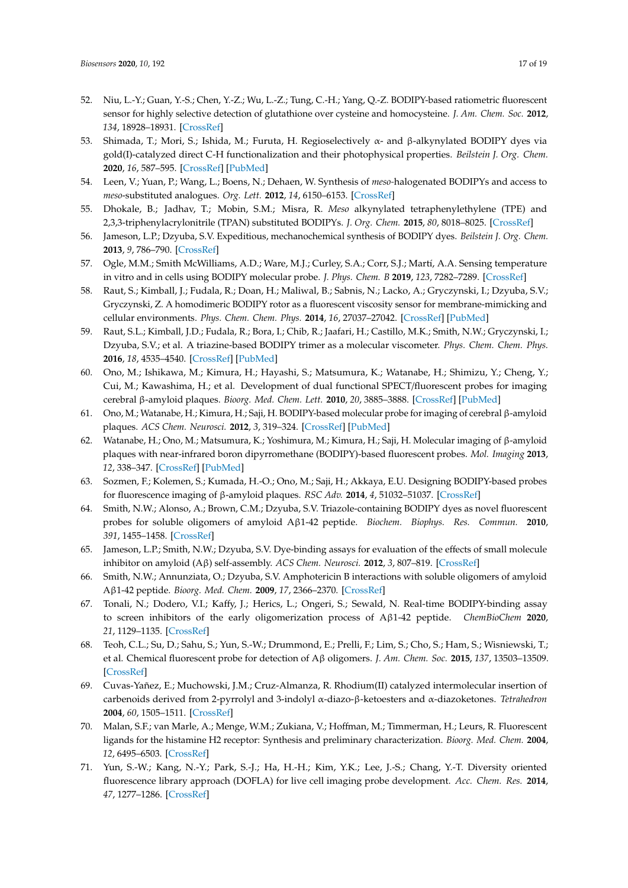52. Niu, L.-Y.; Guan, Y.-S.; Chen, Y.-Z.; Wu, L.-Z.; Tung, C.-H.; Yang, Q.-Z. BODIPY-based ratiometric fluorescent sensor for highly selective detection of glutathione over cysteine and homocysteine. *J. Am. Chem. Soc.* **2012**, *134*, 18928–18931. [CrossRef]
53. Shimada, T.; Mori, S.; Ishida, M.; Furuta, H. Regioselectively α- and β-alkynylated BODIPY dyes via gold(I)-catalyzed direct C-H functionalization and their photophysical properties. *Beilstein J. Org. Chem.* **2020**, *16*, 587–595. [CrossRef] [PubMed]
54. Leen, V.; Yuan, P.; Wang, L.; Boens, N.; Dehaen, W. Synthesis of *meso*-halogenated BODIPYs and access to *meso*-substituted analogues. *Org. Lett.* **2012**, *14*, 6150–6153. [CrossRef]
55. Dhokale, B.; Jadhav, T.; Mobin, S.M.; Misra, R. *Meso* alkynylated tetraphenylethylene (TPE) and 2,3,3-triphenylacrylonitrile (TPAN) substituted BODIPYs. *J. Org. Chem.* **2015**, *80*, 8018–8025. [CrossRef]
56. Jameson, L.P.; Dzyuba, S.V. Expeditious, mechanochemical synthesis of BODIPY dyes. *Beilstein J. Org. Chem.* **2013**, *9*, 786–790. [CrossRef]
57. Ogle, M.M.; Smith McWilliams, A.D.; Ware, M.J.; Curley, S.A.; Corr, S.J.; Martí, A.A. Sensing temperature in vitro and in cells using BODIPY molecular probe. *J. Phys. Chem. B* **2019**, *123*, 7282–7289. [CrossRef]
58. Raut, S.; Kimball, J.; Fudala, R.; Doan, H.; Maliwal, B.; Sabnis, N.; Lacko, A.; Gryczynski, I.; Dzyuba, S.V.; Gryczynski, Z. A homodimeric BODIPY rotor as a fluorescent viscosity sensor for membrane-mimicking and cellular environments. *Phys. Chem. Chem. Phys.* **2014**, *16*, 27037–27042. [CrossRef] [PubMed]
59. Raut, S.L.; Kimball, J.D.; Fudala, R.; Bora, I.; Chib, R.; Jaafari, H.; Castillo, M.K.; Smith, N.W.; Gryczynski, I.; Dzyuba, S.V.; et al. A triazine-based BODIPY trimer as a molecular viscometer. *Phys. Chem. Chem. Phys.* **2016**, *18*, 4535–4540. [CrossRef] [PubMed]
60. Ono, M.; Ishikawa, M.; Kimura, H.; Hayashi, S.; Matsumura, K.; Watanabe, H.; Shimizu, Y.; Cheng, Y.; Cui, M.; Kawashima, H.; et al. Development of dual functional SPECT/fluorescent probes for imaging cerebral β-amyloid plaques. *Bioorg. Med. Chem. Lett.* **2010**, *20*, 3885–3888. [CrossRef] [PubMed]
61. Ono, M.; Watanabe, H.; Kimura, H.; Saji, H. BODIPY-based molecular probe for imaging of cerebral β-amyloid plaques. *ACS Chem. Neurosci.* **2012**, *3*, 319–324. [CrossRef] [PubMed]
62. Watanabe, H.; Ono, M.; Matsumura, K.; Yoshimura, M.; Kimura, H.; Saji, H. Molecular imaging of β-amyloid plaques with near-infrared boron dipyrromethane (BODIPY)-based fluorescent probes. *Mol. Imaging* **2013**, *12*, 338–347. [CrossRef] [PubMed]
63. Sozmen, F.; Kolemen, S.; Kumada, H.-O.; Ono, M.; Saji, H.; Akkaya, E.U. Designing BODIPY-based probes for fluorescence imaging of β-amyloid plaques. *RSC Adv.* **2014**, *4*, 51032–51037. [CrossRef]
64. Smith, N.W.; Alonso, A.; Brown, C.M.; Dzyuba, S.V. Triazole-containing BODIPY dyes as novel fluorescent probes for soluble oligomers of amyloid Aβ1-42 peptide. *Biochem. Biophys. Res. Commun.* **2010**, *391*, 1455–1458. [CrossRef]
65. Jameson, L.P.; Smith, N.W.; Dzyuba, S.V. Dye-binding assays for evaluation of the effects of small molecule inhibitor on amyloid (Aβ) self-assembly. *ACS Chem. Neurosci.* **2012**, *3*, 807–819. [CrossRef]
66. Smith, N.W.; Annunziata, O.; Dzyuba, S.V. Amphotericin B interactions with soluble oligomers of amyloid Aβ1-42 peptide. *Bioorg. Med. Chem.* **2009**, *17*, 2366–2370. [CrossRef]
67. Tonali, N.; Dodero, V.I.; Kaffy, J.; Herics, L.; Ongeri, S.; Sewald, N. Real-time BODIPY-binding assay to screen inhibitors of the early oligomerization process of Aβ1-42 peptide. *ChemBioChem* **2020**, *21*, 1129–1135. [CrossRef]
68. Teoh, C.L.; Su, D.; Sahu, S.; Yun, S.-W.; Drummond, E.; Prelli, F.; Lim, S.; Cho, S.; Ham, S.; Wisniewski, T.; et al. Chemical fluorescent probe for detection of Aβ oligomers. *J. Am. Chem. Soc.* **2015**, *137*, 13503–13509. [CrossRef]
69. Cuvas-Yañez, E.; Muchowski, J.M.; Cruz-Almanza, R. Rhodium(II) catalyzed intermolecular insertion of carbenoids derived from 2-pyrrolyl and 3-indolyl α-diazo-β-ketoesters and α-diazoketones. *Tetrahedron* **2004**, *60*, 1505–1511. [CrossRef]
70. Malan, S.F.; van Marle, A.; Menge, W.M.; Zukiana, V.; Hoffman, M.; Timmerman, H.; Leurs, R. Fluorescent ligands for the histamine H2 receptor: Synthesis and preliminary characterization. *Bioorg. Med. Chem.* **2004**, *12*, 6495–6503. [CrossRef]
71. Yun, S.-W.; Kang, N.-Y.; Park, S.-J.; Ha, H.-H.; Kim, Y.K.; Lee, J.-S.; Chang, Y.-T. Diversity oriented fluorescence library approach (DOFLA) for live cell imaging probe development. *Acc. Chem. Res.* **2014**, *47*, 1277–1286. [CrossRef]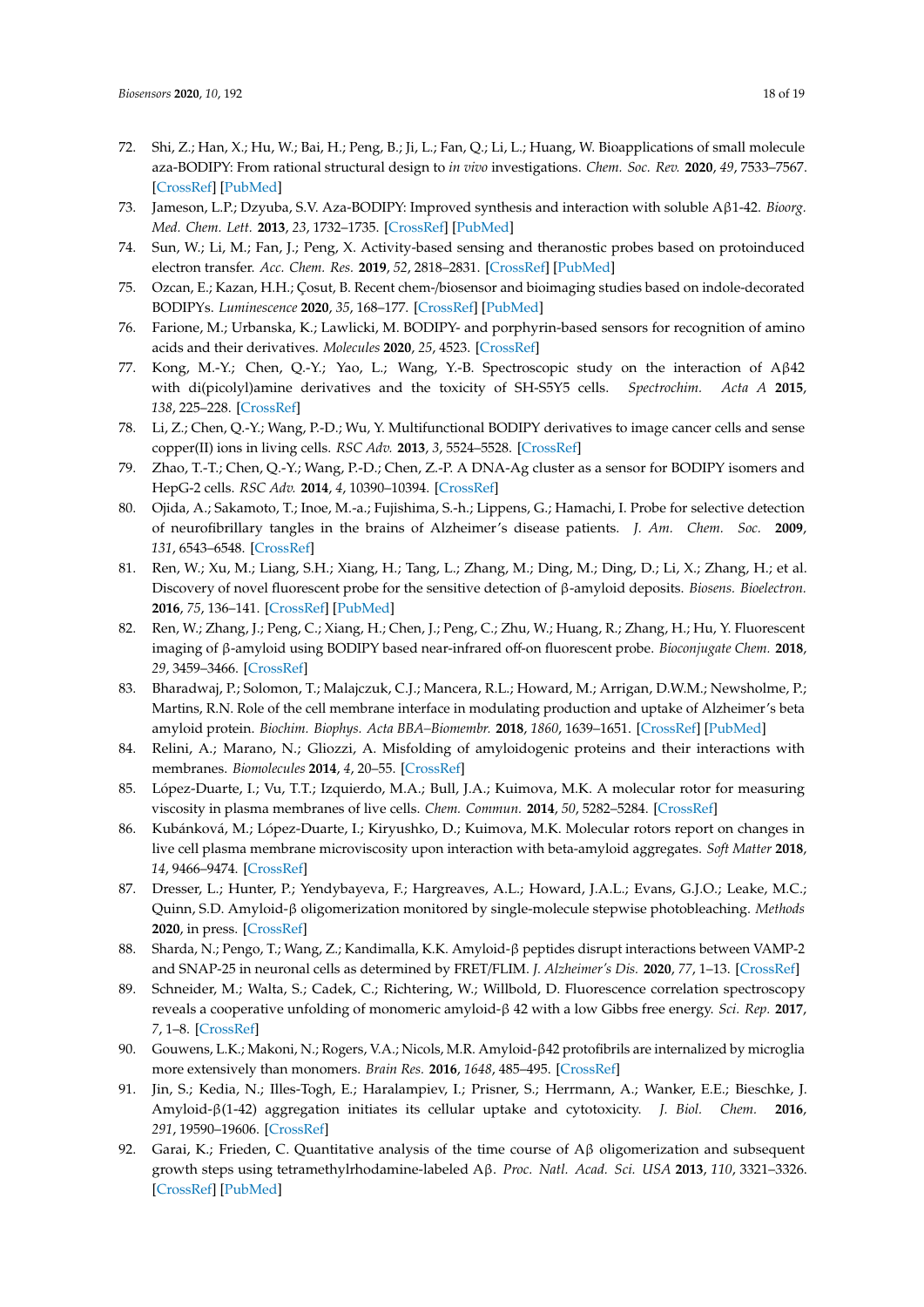72. Shi, Z.; Han, X.; Hu, W.; Bai, H.; Peng, B.; Ji, L.; Fan, Q.; Li, L.; Huang, W. Bioapplications of small molecule aza-BODIPY: From rational structural design to *in vivo* investigations. *Chem. Soc. Rev.* **2020**, *49*, 7533–7567. [CrossRef] [PubMed]
73. Jameson, L.P.; Dzyuba, S.V. Aza-BODIPY: Improved synthesis and interaction with soluble Aβ1-42. *Bioorg. Med. Chem. Lett.* **2013**, *23*, 1732–1735. [CrossRef] [PubMed]
74. Sun, W.; Li, M.; Fan, J.; Peng, X. Activity-based sensing and theranostic probes based on protoinduced electron transfer. *Acc. Chem. Res.* **2019**, *52*, 2818–2831. [CrossRef] [PubMed]
75. Ozcan, E.; Kazan, H.H.; Çoşut, B. Recent chem-/biosensor and bioimaging studies based on indole-decorated BODIPYs. *Luminescence* **2020**, *35*, 168–177. [CrossRef] [PubMed]
76. Farione, M.; Urbanska, K.; Lawlicki, M. BODIPY- and porphyrin-based sensors for recognition of amino acids and their derivatives. *Molecules* **2020**, *25*, 4523. [CrossRef]
77. Kong, M.-Y.; Chen, Q.-Y.; Yao, L.; Wang, Y.-B. Spectroscopic study on the interaction of Aβ42 with di(picolyl)amine derivatives and the toxicity of SH-S5Y5 cells. *Spectrochim. Acta A* **2015**, *138*, 225–228. [CrossRef]
78. Li, Z.; Chen, Q.-Y.; Wang, P.-D.; Wu, Y. Multifunctional BODIPY derivatives to image cancer cells and sense copper(II) ions in living cells. *RSC Adv.* **2013**, *3*, 5524–5528. [CrossRef]
79. Zhao, T.-T.; Chen, Q.-Y.; Wang, P.-D.; Chen, Z.-P. A DNA-Ag cluster as a sensor for BODIPY isomers and HepG-2 cells. *RSC Adv.* **2014**, *4*, 10390–10394. [CrossRef]
80. Ojida, A.; Sakamoto, T.; Inoe, M.-a.; Fujishima, S.-h.; Lippens, G.; Hamachi, I. Probe for selective detection of neurofibrillary tangles in the brains of Alzheimer's disease patients. *J. Am. Chem. Soc.* **2009**, *131*, 6543–6548. [CrossRef]
81. Ren, W.; Xu, M.; Liang, S.H.; Xiang, H.; Tang, L.; Zhang, M.; Ding, M.; Ding, D.; Li, X.; Zhang, H.; et al. Discovery of novel fluorescent probe for the sensitive detection of β-amyloid deposits. *Biosens. Bioelectron.* **2016**, *75*, 136–141. [CrossRef] [PubMed]
82. Ren, W.; Zhang, J.; Peng, C.; Xiang, H.; Chen, J.; Peng, C.; Zhu, W.; Huang, R.; Zhang, H.; Hu, Y. Fluorescent imaging of β-amyloid using BODIPY based near-infrared off-on fluorescent probe. *Bioconjugate Chem.* **2018**, *29*, 3459–3466. [CrossRef]
83. Bharadwaj, P.; Solomon, T.; Malajczuk, C.J.; Mancera, R.L.; Howard, M.; Arrigan, D.W.M.; Newsholme, P.; Martins, R.N. Role of the cell membrane interface in modulating production and uptake of Alzheimer's beta amyloid protein. *Biochim. Biophys. Acta BBA–Biomembr.* **2018**, *1860*, 1639–1651. [CrossRef] [PubMed]
84. Relini, A.; Marano, N.; Gliozzi, A. Misfolding of amyloidogenic proteins and their interactions with membranes. *Biomolecules* **2014**, *4*, 20–55. [CrossRef]
85. López-Duarte, I.; Vu, T.T.; Izquierdo, M.A.; Bull, J.A.; Kuimova, M.K. A molecular rotor for measuring viscosity in plasma membranes of live cells. *Chem. Commun.* **2014**, *50*, 5282–5284. [CrossRef]
86. Kubánková, M.; López-Duarte, I.; Kiryushko, D.; Kuimova, M.K. Molecular rotors report on changes in live cell plasma membrane microviscosity upon interaction with beta-amyloid aggregates. *Soft Matter* **2018**, *14*, 9466–9474. [CrossRef]
87. Dresser, L.; Hunter, P.; Yendybayeva, F.; Hargreaves, A.L.; Howard, J.A.L.; Evans, G.J.O.; Leake, M.C.; Quinn, S.D. Amyloid-β oligomerization monitored by single-molecule stepwise photobleaching. *Methods* **2020**, in press. [CrossRef]
88. Sharda, N.; Pengo, T.; Wang, Z.; Kandimalla, K.K. Amyloid-β peptides disrupt interactions between VAMP-2 and SNAP-25 in neuronal cells as determined by FRET/FLIM. *J. Alzheimer's Dis.* **2020**, *77*, 1–13. [CrossRef]
89. Schneider, M.; Walta, S.; Cadek, C.; Richtering, W.; Willbold, D. Fluorescence correlation spectroscopy reveals a cooperative unfolding of monomeric amyloid-β 42 with a low Gibbs free energy. *Sci. Rep.* **2017**, *7*, 1–8. [CrossRef]
90. Gouwens, L.K.; Makoni, N.; Rogers, V.A.; Nicols, M.R. Amyloid-β42 protofibrils are internalized by microglia more extensively than monomers. *Brain Res.* **2016**, *1648*, 485–495. [CrossRef]
91. Jin, S.; Kedia, N.; Illes-Togh, E.; Haralampiev, I.; Prisner, S.; Herrmann, A.; Wanker, E.E.; Bieschke, J. Amyloid-β(1-42) aggregation initiates its cellular uptake and cytotoxicity. *J. Biol. Chem.* **2016**, *291*, 19590–19606. [CrossRef]
92. Garai, K.; Frieden, C. Quantitative analysis of the time course of Aβ oligomerization and subsequent growth steps using tetramethylrhodamine-labeled Aβ. *Proc. Natl. Acad. Sci. USA* **2013**, *110*, 3321–3326. [CrossRef] [PubMed]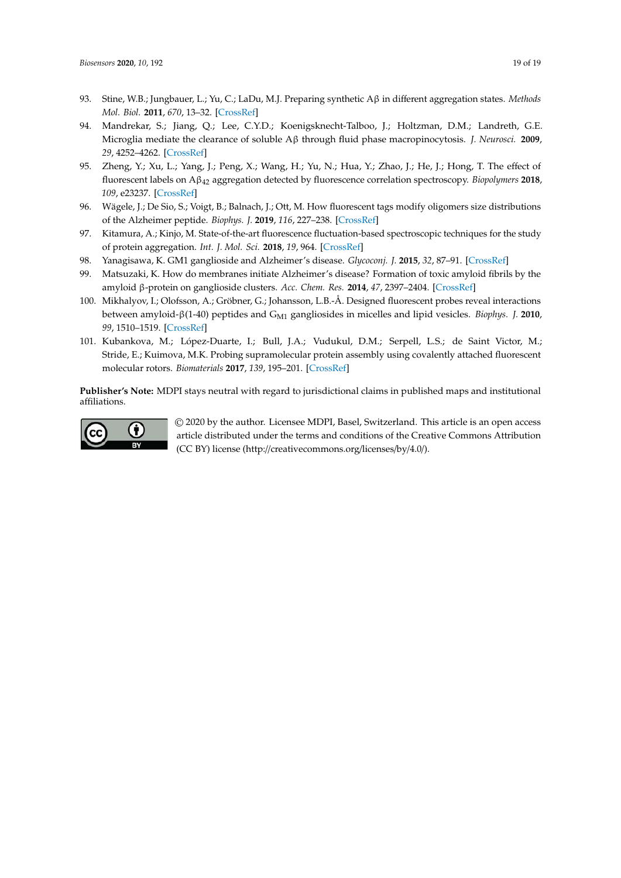93. Stine, W.B.; Jungbauer, L.; Yu, C.; LaDu, M.J. Preparing synthetic Aβ in different aggregation states. *Methods Mol. Biol.* **2011**, *670*, 13–32. [CrossRef]
94. Mandrekar, S.; Jiang, Q.; Lee, C.Y.D.; Koenigsknecht-Talboo, J.; Holtzman, D.M.; Landreth, G.E. Microglia mediate the clearance of soluble Aβ through fluid phase macropinocytosis. *J. Neurosci.* **2009**, *29*, 4252–4262. [CrossRef]
95. Zheng, Y.; Xu, L.; Yang, J.; Peng, X.; Wang, H.; Yu, N.; Hua, Y.; Zhao, J.; He, J.; Hong, T. The effect of fluorescent labels on $A\beta_{42}$ aggregation detected by fluorescence correlation spectroscopy. *Biopolymers* **2018**, *109*, e23237. [CrossRef]
96. Wägele, J.; De Sio, S.; Voigt, B.; Balnach, J.; Ott, M. How fluorescent tags modify oligomers size distributions of the Alzheimer peptide. *Biophys. J.* **2019**, *116*, 227–238. [CrossRef]
97. Kitamura, A.; Kinjo, M. State-of-the-art fluorescence fluctuation-based spectroscopic techniques for the study of protein aggregation. *Int. J. Mol. Sci.* **2018**, *19*, 964. [CrossRef]
98. Yanagisawa, K. GM1 ganglioside and Alzheimer's disease. *Glycoconj. J.* **2015**, *32*, 87–91. [CrossRef]
99. Matsuzaki, K. How do membranes initiate Alzheimer's disease? Formation of toxic amyloid fibrils by the amyloid β-protein on ganglioside clusters. *Acc. Chem. Res.* **2014**, *47*, 2397–2404. [CrossRef]
100. Mikhalyov, I.; Olofsson, A.; Gröbner, G.; Johansson, L.B.-Å. Designed fluorescent probes reveal interactions between amyloid-β(1-40) peptides and $G_{M1}$ gangliosides in micelles and lipid vesicles. *Biophys. J.* **2010**, *99*, 1510–1519. [CrossRef]
101. Kubankova, M.; López-Duarte, I.; Bull, J.A.; Vudukul, D.M.; Serpell, L.S.; de Saint Victor, M.; Stride, E.; Kuimova, M.K. Probing supramolecular protein assembly using covalently attached fluorescent molecular rotors. *Biomaterials* **2017**, *139*, 195–201. [CrossRef]

**Publisher's Note:** MDPI stays neutral with regard to jurisdictional claims in published maps and institutional affiliations.

© 2020 by the author. Licensee MDPI, Basel, Switzerland. This article is an open access article distributed under the terms and conditions of the Creative Commons Attribution (CC BY) license (http://creativecommons.org/licenses/by/4.0/).